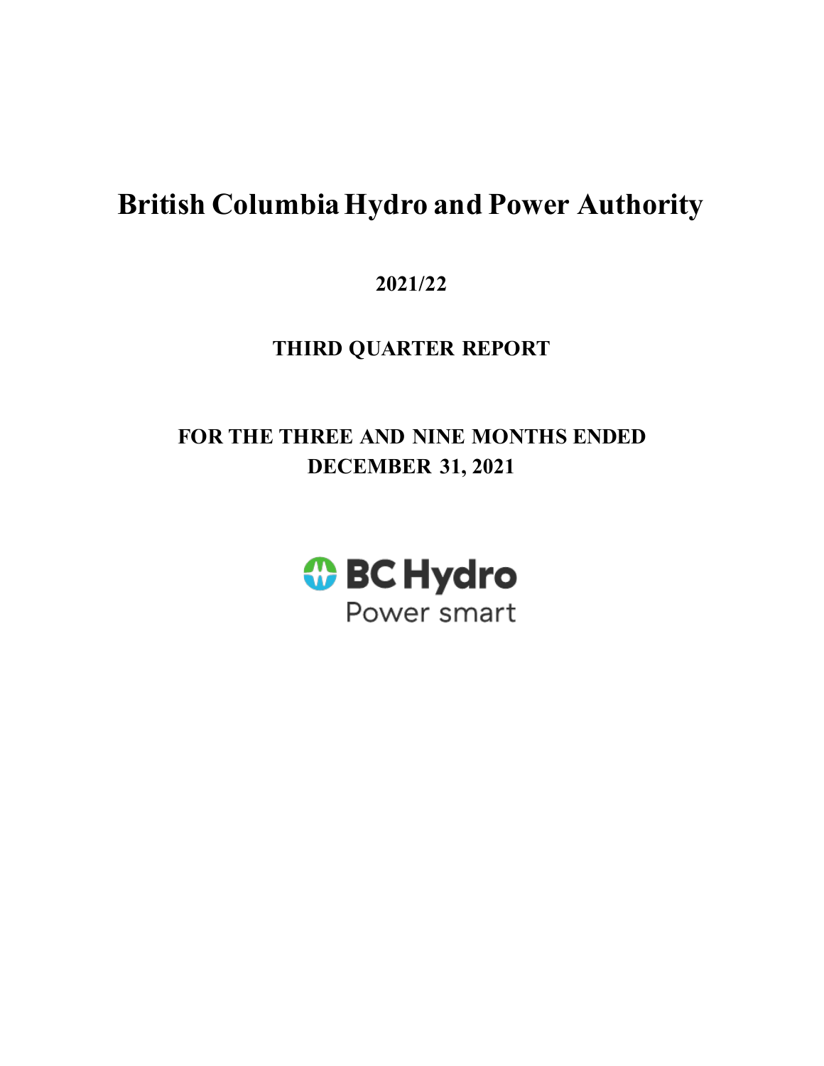# British Columbia Hydro and Power Authority

**2021/22**

**THIRD QUARTER REPORT**

**FOR THE THREE AND NINE MONTHS ENDED DECEMBER 31, 2021**

BC Hydro
Power smart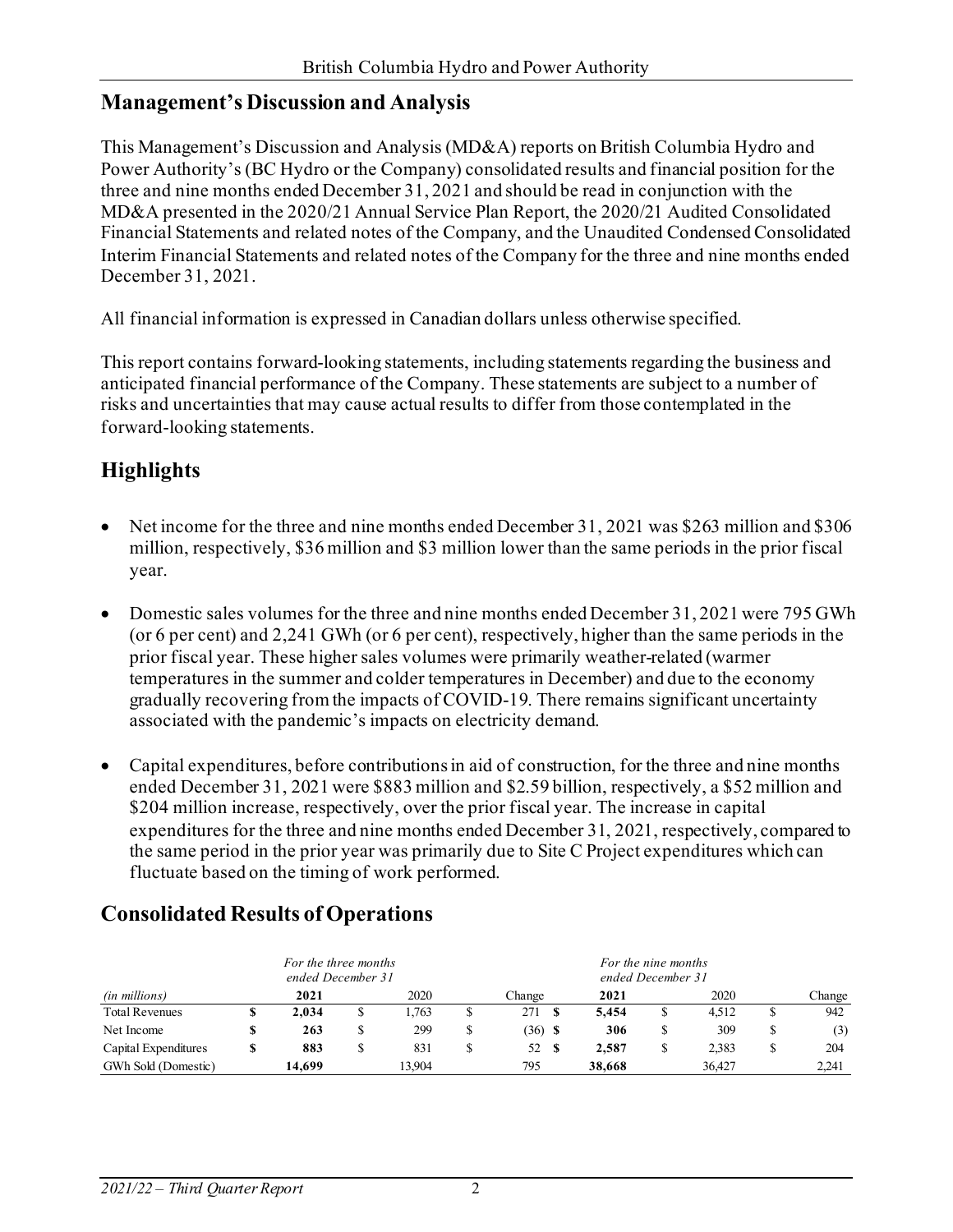## Management's Discussion and Analysis

This Management's Discussion and Analysis (MD&A) reports on British Columbia Hydro and Power Authority's (BC Hydro or the Company) consolidated results and financial position for the three and nine months ended December 31, 2021 and should be read in conjunction with the MD&A presented in the 2020/21 Annual Service Plan Report, the 2020/21 Audited Consolidated Financial Statements and related notes of the Company, and the Unaudited Condensed Consolidated Interim Financial Statements and related notes of the Company for the three and nine months ended December 31, 2021.

All financial information is expressed in Canadian dollars unless otherwise specified.

This report contains forward-looking statements, including statements regarding the business and anticipated financial performance of the Company. These statements are subject to a number of risks and uncertainties that may cause actual results to differ from those contemplated in the forward-looking statements.

## Highlights

- Net income for the three and nine months ended December 31, 2021 was $263 million and $306 million, respectively, $36 million and $3 million lower than the same periods in the prior fiscal year.
- Domestic sales volumes for the three and nine months ended December 31, 2021 were 795 GWh (or 6 per cent) and 2,241 GWh (or 6 per cent), respectively, higher than the same periods in the prior fiscal year. These higher sales volumes were primarily weather-related (warmer temperatures in the summer and colder temperatures in December) and due to the economy gradually recovering from the impacts of COVID-19. There remains significant uncertainty associated with the pandemic's impacts on electricity demand.
- Capital expenditures, before contributions in aid of construction, for the three and nine months ended December 31, 2021 were $883 million and $2.59 billion, respectively, a $52 million and $204 million increase, respectively, over the prior fiscal year. The increase in capital expenditures for the three and nine months ended December 31, 2021, respectively, compared to the same period in the prior year was primarily due to Site C Project expenditures which can fluctuate based on the timing of work performed.

## Consolidated Results of Operations

| | *For the three months ended December 31* | | | *For the nine months ended December 31* | | |
|---|---|---|---|---|---|---|
| *(in millions)* | **2021** | 2020 | Change | **2021** | 2020 | Change |
| Total Revenues | **$ 2,034** | $ 1,763 | $ 271 | **$ 5,454** | $ 4,512 | $ 942 |
| Net Income | **$ 263** | $ 299 | $ (36) | **$ 306** | $ 309 | $ (3) |
| Capital Expenditures | **$ 883** | $ 831 | $ 52 | **$ 2,587** | $ 2,383 | $ 204 |
| GWh Sold (Domestic) | **14,699** | 13,904 | 795 | **38,668** | 36,427 | 2,241 |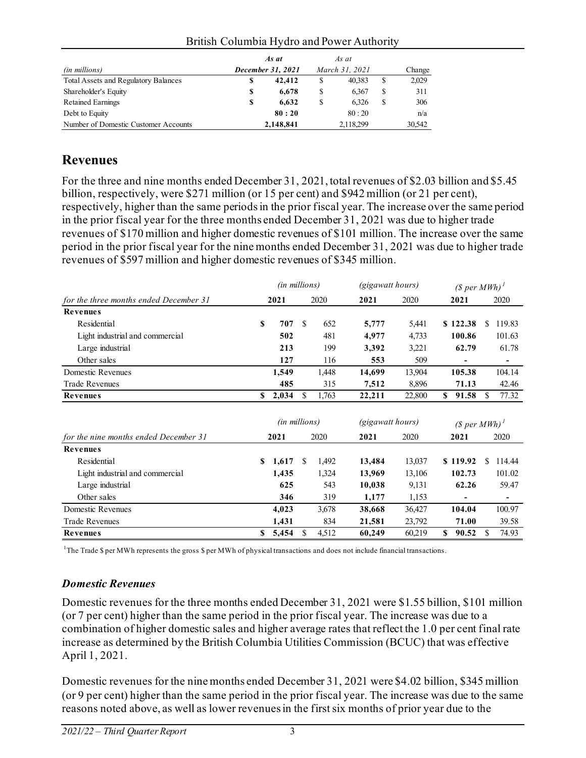| *(in millions)* | *As at* **December 31, 2021** | *As at* *March 31, 2021* | Change |
|---|---|---|---|
| Total Assets and Regulatory Balances | **$ 42,412** | $ 40,383 | $ 2,029 |
| Shareholder's Equity | **$ 6,678** | $ 6,367 | $ 311 |
| Retained Earnings | **$ 6,632** | $ 6,326 | $ 306 |
| Debt to Equity | **80 : 20** | 80 : 20 | n/a |
| Number of Domestic Customer Accounts | **2,148,841** | 2,118,299 | 30,542 |

## Revenues

For the three and nine months ended December 31, 2021, total revenues of $2.03 billion and $5.45 billion, respectively, were $271 million (or 15 per cent) and $942 million (or 21 per cent), respectively, higher than the same periods in the prior fiscal year. The increase over the same period in the prior fiscal year for the three months ended December 31, 2021 was due to higher trade revenues of $170 million and higher domestic revenues of $101 million. The increase over the same period in the prior fiscal year for the nine months ended December 31, 2021 was due to higher trade revenues of $597 million and higher domestic revenues of $345 million.

| | *(in millions)* | | *(gigawatt hours)* | | *($ per MWh)* [1] | |
|---|---|---|---|---|---|---|
| *for the three months ended December 31* | **2021** | 2020 | **2021** | 2020 | **2021** | 2020 |
| **Revenues** | | | | | | |
| Residential | **$ 707** | $ 652 | **5,777** | 5,441 | **$ 122.38** | $ 119.83 |
| Light industrial and commercial | **502** | 481 | **4,977** | 4,733 | **100.86** | 101.63 |
| Large industrial | **213** | 199 | **3,392** | 3,221 | **62.79** | 61.78 |
| Other sales | **127** | 116 | **553** | 509 | **-** | - |
| Domestic Revenues | **1,549** | 1,448 | **14,699** | 13,904 | **105.38** | 104.14 |
| Trade Revenues | **485** | 315 | **7,512** | 8,896 | **71.13** | 42.46 |
| **Revenues** | **$ 2,034** | $ 1,763 | **22,211** | 22,800 | **$ 91.58** | $ 77.32 |

| | *(in millions)* | | *(gigawatt hours)* | | *($ per MWh)* [1] | |
|---|---|---|---|---|---|---|
| *for the nine months ended December 31* | **2021** | 2020 | **2021** | 2020 | **2021** | 2020 |
| **Revenues** | | | | | | |
| Residential | **$ 1,617** | $ 1,492 | **13,484** | 13,037 | **$ 119.92** | $ 114.44 |
| Light industrial and commercial | **1,435** | 1,324 | **13,969** | 13,106 | **102.73** | 101.02 |
| Large industrial | **625** | 543 | **10,038** | 9,131 | **62.26** | 59.47 |
| Other sales | **346** | 319 | **1,177** | 1,153 | **-** | - |
| Domestic Revenues | **4,023** | 3,678 | **38,668** | 36,427 | **104.04** | 100.97 |
| Trade Revenues | **1,431** | 834 | **21,581** | 23,792 | **71.00** | 39.58 |
| **Revenues** | **$ 5,454** | $ 4,512 | **60,249** | 60,219 | **$ 90.52** | $ 74.93 |

[1] The Trade $ per MWh represents the gross $ per MWh of physical transactions and does not include financial transactions.

### *Domestic Revenues*

Domestic revenues for the three months ended December 31, 2021 were $1.55 billion, $101 million (or 7 per cent) higher than the same period in the prior fiscal year. The increase was due to a combination of higher domestic sales and higher average rates that reflect the 1.0 per cent final rate increase as determined by the British Columbia Utilities Commission (BCUC) that was effective April 1, 2021.

Domestic revenues for the nine months ended December 31, 2021 were $4.02 billion, $345 million (or 9 per cent) higher than the same period in the prior fiscal year. The increase was due to the same reasons noted above, as well as lower revenues in the first six months of prior year due to the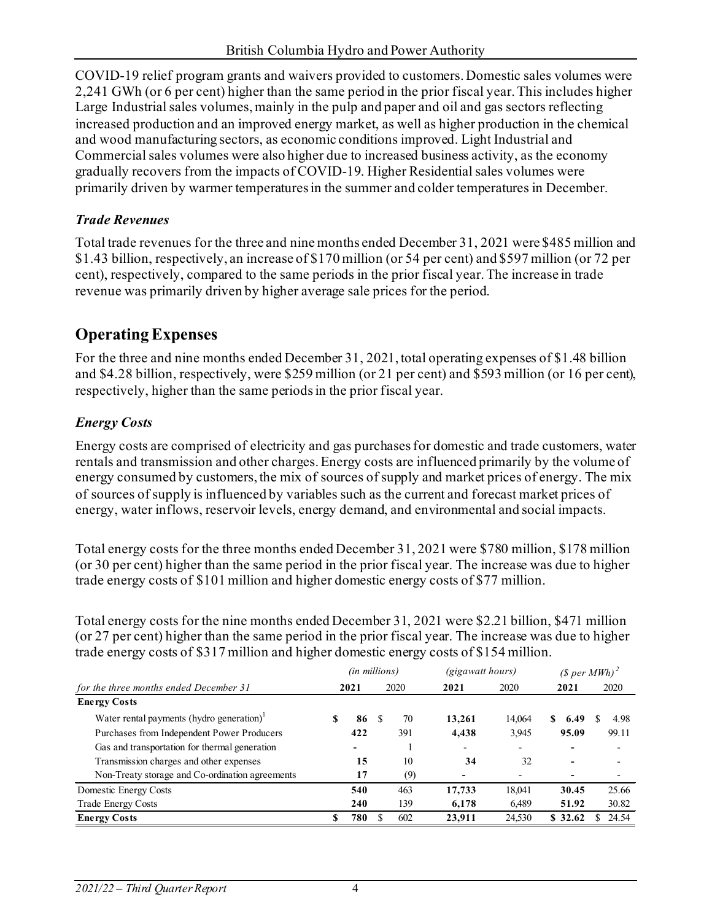COVID-19 relief program grants and waivers provided to customers. Domestic sales volumes were 2,241 GWh (or 6 per cent) higher than the same period in the prior fiscal year. This includes higher Large Industrial sales volumes, mainly in the pulp and paper and oil and gas sectors reflecting increased production and an improved energy market, as well as higher production in the chemical and wood manufacturing sectors, as economic conditions improved. Light Industrial and Commercial sales volumes were also higher due to increased business activity, as the economy gradually recovers from the impacts of COVID-19. Higher Residential sales volumes were primarily driven by warmer temperatures in the summer and colder temperatures in December.

### *Trade Revenues*

Total trade revenues for the three and nine months ended December 31, 2021 were $485 million and $1.43 billion, respectively, an increase of $170 million (or 54 per cent) and $597 million (or 72 per cent), respectively, compared to the same periods in the prior fiscal year. The increase in trade revenue was primarily driven by higher average sale prices for the period.

## Operating Expenses

For the three and nine months ended December 31, 2021, total operating expenses of $1.48 billion and $4.28 billion, respectively, were $259 million (or 21 per cent) and $593 million (or 16 per cent), respectively, higher than the same periods in the prior fiscal year.

### *Energy Costs*

Energy costs are comprised of electricity and gas purchases for domestic and trade customers, water rentals and transmission and other charges. Energy costs are influenced primarily by the volume of energy consumed by customers, the mix of sources of supply and market prices of energy. The mix of sources of supply is influenced by variables such as the current and forecast market prices of energy, water inflows, reservoir levels, energy demand, and environmental and social impacts.

Total energy costs for the three months ended December 31, 2021 were $780 million, $178 million (or 30 per cent) higher than the same period in the prior fiscal year. The increase was due to higher trade energy costs of $101 million and higher domestic energy costs of $77 million.

Total energy costs for the nine months ended December 31, 2021 were $2.21 billion, $471 million (or 27 per cent) higher than the same period in the prior fiscal year. The increase was due to higher trade energy costs of $317 million and higher domestic energy costs of $154 million.

| | *(in millions)* | | *(gigawatt hours)* | | *($ per MWh)* [2] | |
|---|---|---|---|---|---|---|
| *for the three months ended December 31* | **2021** | 2020 | **2021** | 2020 | **2021** | 2020 |
| **Energy Costs** | | | | | | |
| Water rental payments (hydro generation)[1] | **$ 86** | $ 70 | **13,261** | 14,064 | **$ 6.49** | $ 4.98 |
| Purchases from Independent Power Producers | **422** | 391 | **4,438** | 3,945 | **95.09** | 99.11 |
| Gas and transportation for thermal generation | **-** | 1 | - | - | **-** | - |
| Transmission charges and other expenses | **15** | 10 | **34** | 32 | **-** | - |
| Non-Treaty storage and Co-ordination agreements | **17** | (9) | **-** | - | **-** | - |
| Domestic Energy Costs | **540** | 463 | **17,733** | 18,041 | **30.45** | 25.66 |
| Trade Energy Costs | **240** | 139 | **6,178** | 6,489 | **51.92** | 30.82 |
| **Energy Costs** | **$ 780** | $ 602 | **23,911** | 24,530 | **$ 32.62** | $ 24.54 |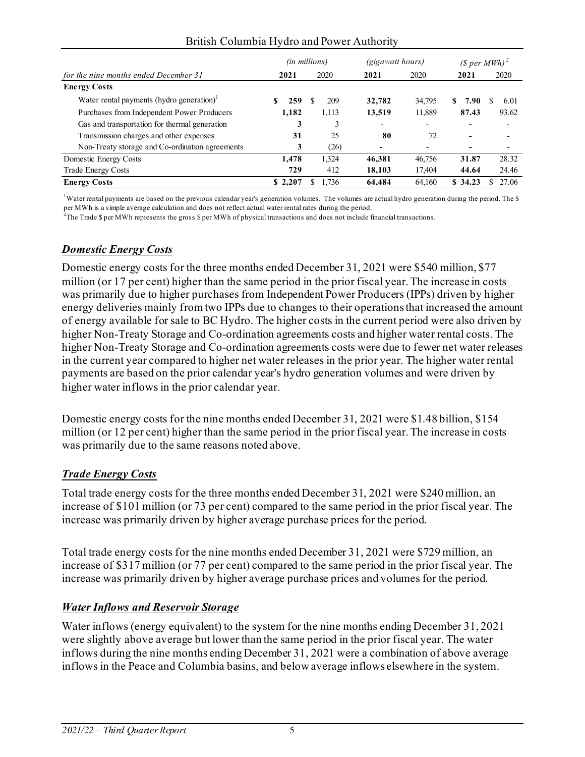British Columbia Hydro and Power Authority

| for the nine months ended December 31 | (in millions) 2021 | 2020 | (gigawatt hours) 2021 | 2020 | ($ per MWh)[2] 2021 | 2020 |
|---|---|---|---|---|---|---|
| **Energy Costs** | | | | | | |
| Water rental payments (hydro generation)[1] | **$ 259** | $ 209 | **32,782** | 34,795 | **$ 7.90** | $ 6.01 |
| Purchases from Independent Power Producers | **1,182** | 1,113 | **13,519** | 11,889 | **87.43** | 93.62 |
| Gas and transportation for thermal generation | **3** | 3 | **-** | - | **-** | - |
| Transmission charges and other expenses | **31** | 25 | **80** | 72 | **-** | - |
| Non-Treaty storage and Co-ordination agreements | **3** | (26) | **-** | - | **-** | - |
| Domestic Energy Costs | **1,478** | 1,324 | **46,381** | 46,756 | **31.87** | 28.32 |
| Trade Energy Costs | **729** | 412 | **18,103** | 17,404 | **44.64** | 24.46 |
| **Energy Costs** | **$ 2,207** | $ 1,736 | **64,484** | 64,160 | **$ 34.23** | $ 27.06 |

[1]Water rental payments are based on the previous calendar year's generation volumes. The volumes are actual hydro generation during the period. The $ per MWh is a simple average calculation and does not reflect actual water rental rates during the period.
[2]The Trade $ per MWh represents the gross $ per MWh of physical transactions and does not include financial transactions.

## ***Domestic Energy Costs***

Domestic energy costs for the three months ended December 31, 2021 were $540 million, $77 million (or 17 per cent) higher than the same period in the prior fiscal year. The increase in costs was primarily due to higher purchases from Independent Power Producers (IPPs) driven by higher energy deliveries mainly from two IPPs due to changes to their operations that increased the amount of energy available for sale to BC Hydro. The higher costs in the current period were also driven by higher Non-Treaty Storage and Co-ordination agreements costs and higher water rental costs. The higher Non-Treaty Storage and Co-ordination agreements costs were due to fewer net water releases in the current year compared to higher net water releases in the prior year. The higher water rental payments are based on the prior calendar year's hydro generation volumes and were driven by higher water inflows in the prior calendar year.

Domestic energy costs for the nine months ended December 31, 2021 were $1.48 billion, $154 million (or 12 per cent) higher than the same period in the prior fiscal year. The increase in costs was primarily due to the same reasons noted above.

## ***Trade Energy Costs***

Total trade energy costs for the three months ended December 31, 2021 were $240 million, an increase of $101 million (or 73 per cent) compared to the same period in the prior fiscal year. The increase was primarily driven by higher average purchase prices for the period.

Total trade energy costs for the nine months ended December 31, 2021 were $729 million, an increase of $317 million (or 77 per cent) compared to the same period in the prior fiscal year. The increase was primarily driven by higher average purchase prices and volumes for the period.

## ***Water Inflows and Reservoir Storage***

Water inflows (energy equivalent) to the system for the nine months ending December 31, 2021 were slightly above average but lower than the same period in the prior fiscal year. The water inflows during the nine months ending December 31, 2021 were a combination of above average inflows in the Peace and Columbia basins, and below average inflows elsewhere in the system.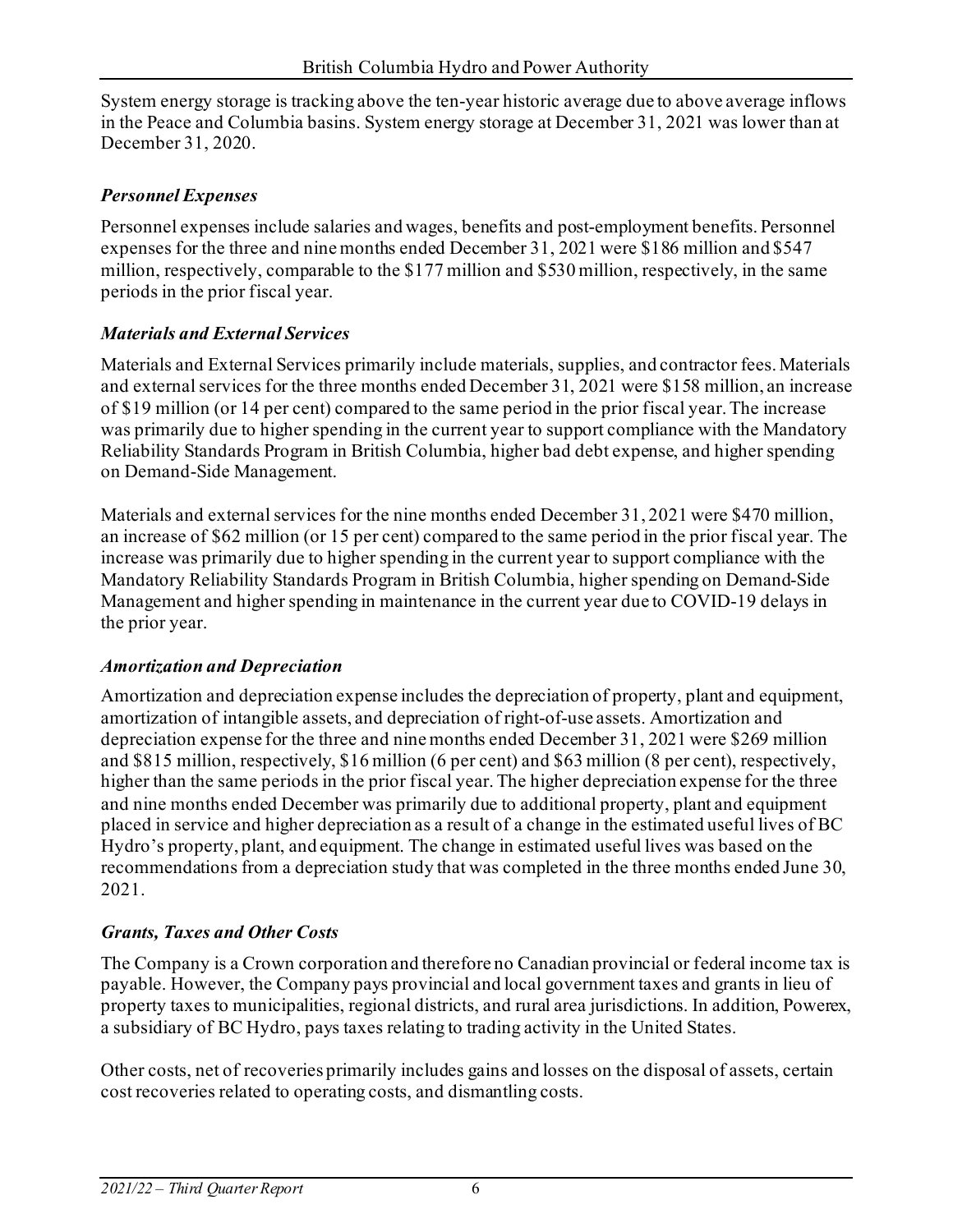System energy storage is tracking above the ten-year historic average due to above average inflows in the Peace and Columbia basins. System energy storage at December 31, 2021 was lower than at December 31, 2020.

### *Personnel Expenses*

Personnel expenses include salaries and wages, benefits and post-employment benefits. Personnel expenses for the three and nine months ended December 31, 2021 were $186 million and $547 million, respectively, comparable to the $177 million and $530 million, respectively, in the same periods in the prior fiscal year.

### *Materials and External Services*

Materials and External Services primarily include materials, supplies, and contractor fees. Materials and external services for the three months ended December 31, 2021 were $158 million, an increase of $19 million (or 14 per cent) compared to the same period in the prior fiscal year. The increase was primarily due to higher spending in the current year to support compliance with the Mandatory Reliability Standards Program in British Columbia, higher bad debt expense, and higher spending on Demand-Side Management.

Materials and external services for the nine months ended December 31, 2021 were $470 million, an increase of $62 million (or 15 per cent) compared to the same period in the prior fiscal year. The increase was primarily due to higher spending in the current year to support compliance with the Mandatory Reliability Standards Program in British Columbia, higher spending on Demand-Side Management and higher spending in maintenance in the current year due to COVID-19 delays in the prior year.

### *Amortization and Depreciation*

Amortization and depreciation expense includes the depreciation of property, plant and equipment, amortization of intangible assets, and depreciation of right-of-use assets. Amortization and depreciation expense for the three and nine months ended December 31, 2021 were $269 million and $815 million, respectively, $16 million (6 per cent) and $63 million (8 per cent), respectively, higher than the same periods in the prior fiscal year. The higher depreciation expense for the three and nine months ended December was primarily due to additional property, plant and equipment placed in service and higher depreciation as a result of a change in the estimated useful lives of BC Hydro's property, plant, and equipment. The change in estimated useful lives was based on the recommendations from a depreciation study that was completed in the three months ended June 30, 2021.

### *Grants, Taxes and Other Costs*

The Company is a Crown corporation and therefore no Canadian provincial or federal income tax is payable. However, the Company pays provincial and local government taxes and grants in lieu of property taxes to municipalities, regional districts, and rural area jurisdictions. In addition, Powerex, a subsidiary of BC Hydro, pays taxes relating to trading activity in the United States.

Other costs, net of recoveries primarily includes gains and losses on the disposal of assets, certain cost recoveries related to operating costs, and dismantling costs.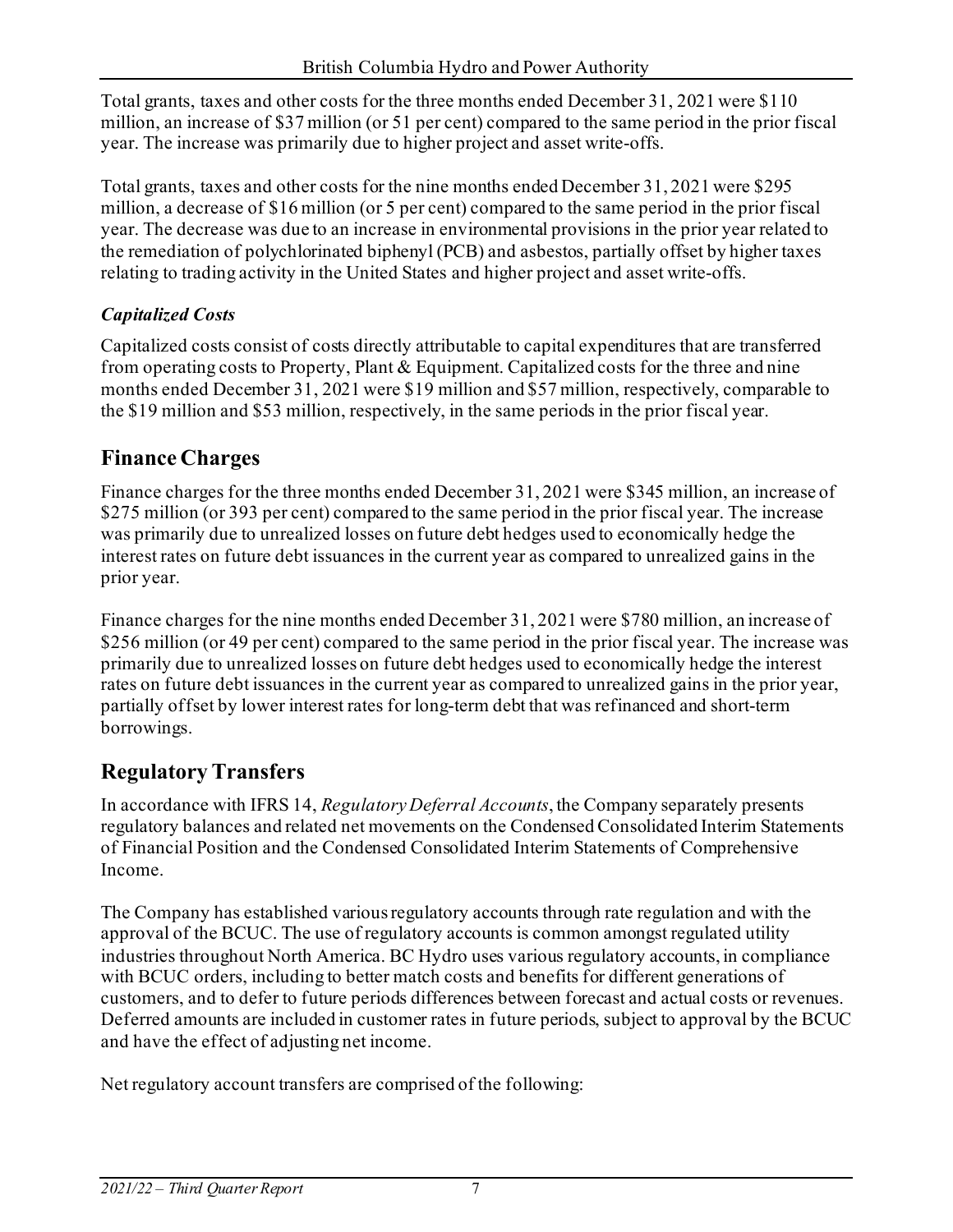Total grants, taxes and other costs for the three months ended December 31, 2021 were $110 million, an increase of $37 million (or 51 per cent) compared to the same period in the prior fiscal year. The increase was primarily due to higher project and asset write-offs.

Total grants, taxes and other costs for the nine months ended December 31, 2021 were $295 million, a decrease of $16 million (or 5 per cent) compared to the same period in the prior fiscal year. The decrease was due to an increase in environmental provisions in the prior year related to the remediation of polychlorinated biphenyl (PCB) and asbestos, partially offset by higher taxes relating to trading activity in the United States and higher project and asset write-offs.

### *Capitalized Costs*

Capitalized costs consist of costs directly attributable to capital expenditures that are transferred from operating costs to Property, Plant & Equipment. Capitalized costs for the three and nine months ended December 31, 2021 were $19 million and $57 million, respectively, comparable to the $19 million and $53 million, respectively, in the same periods in the prior fiscal year.

## Finance Charges

Finance charges for the three months ended December 31, 2021 were $345 million, an increase of $275 million (or 393 per cent) compared to the same period in the prior fiscal year. The increase was primarily due to unrealized losses on future debt hedges used to economically hedge the interest rates on future debt issuances in the current year as compared to unrealized gains in the prior year.

Finance charges for the nine months ended December 31, 2021 were $780 million, an increase of $256 million (or 49 per cent) compared to the same period in the prior fiscal year. The increase was primarily due to unrealized losses on future debt hedges used to economically hedge the interest rates on future debt issuances in the current year as compared to unrealized gains in the prior year, partially offset by lower interest rates for long-term debt that was refinanced and short-term borrowings.

## Regulatory Transfers

In accordance with IFRS 14, *Regulatory Deferral Accounts*, the Company separately presents regulatory balances and related net movements on the Condensed Consolidated Interim Statements of Financial Position and the Condensed Consolidated Interim Statements of Comprehensive Income.

The Company has established various regulatory accounts through rate regulation and with the approval of the BCUC. The use of regulatory accounts is common amongst regulated utility industries throughout North America. BC Hydro uses various regulatory accounts, in compliance with BCUC orders, including to better match costs and benefits for different generations of customers, and to defer to future periods differences between forecast and actual costs or revenues. Deferred amounts are included in customer rates in future periods, subject to approval by the BCUC and have the effect of adjusting net income.

Net regulatory account transfers are comprised of the following: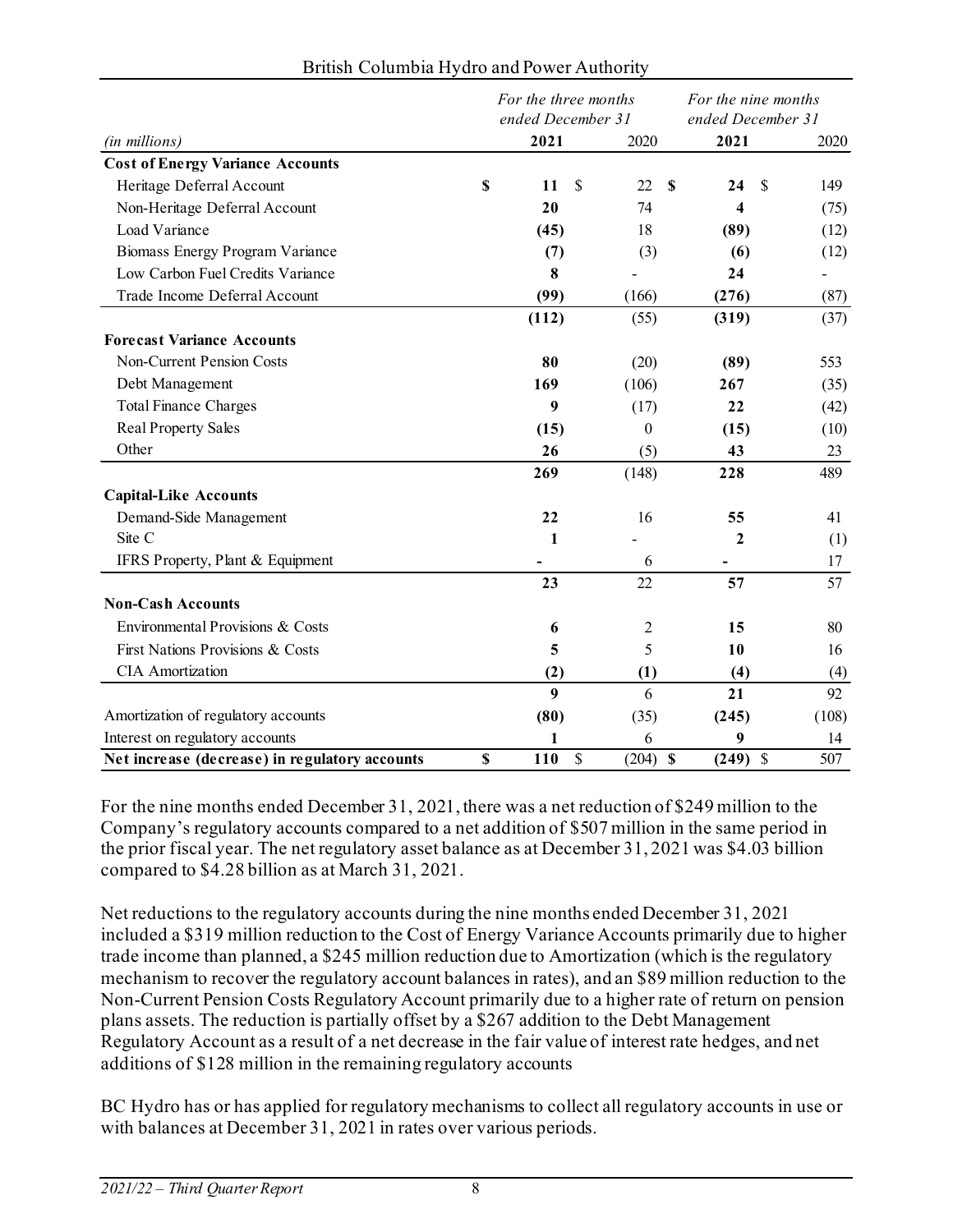British Columbia Hydro and Power Authority

| (in millions) | For the three months ended December 31 2021 | 2020 | For the nine months ended December 31 2021 | 2020 |
|---|---|---|---|---|
| **Cost of Energy Variance Accounts** | | | | |
| Heritage Deferral Account | **$ 11** | $ 22 | **$ 24** | $ 149 |
| Non-Heritage Deferral Account | **20** | 74 | **4** | (75) |
| Load Variance | **(45)** | 18 | **(89)** | (12) |
| Biomass Energy Program Variance | **(7)** | (3) | **(6)** | (12) |
| Low Carbon Fuel Credits Variance | **8** | - | **24** | - |
| Trade Income Deferral Account | **(99)** | (166) | **(276)** | (87) |
| | **(112)** | (55) | **(319)** | (37) |
| **Forecast Variance Accounts** | | | | |
| Non-Current Pension Costs | **80** | (20) | **(89)** | 553 |
| Debt Management | **169** | (106) | **267** | (35) |
| Total Finance Charges | **9** | (17) | **22** | (42) |
| Real Property Sales | **(15)** | 0 | **(15)** | (10) |
| Other | **26** | (5) | **43** | 23 |
| | **269** | (148) | **228** | 489 |
| **Capital-Like Accounts** | | | | |
| Demand-Side Management | **22** | 16 | **55** | 41 |
| Site C | **1** | - | **2** | (1) |
| IFRS Property, Plant & Equipment | **-** | 6 | **-** | 17 |
| | **23** | 22 | **57** | 57 |
| **Non-Cash Accounts** | | | | |
| Environmental Provisions & Costs | **6** | 2 | **15** | 80 |
| First Nations Provisions & Costs | **5** | 5 | **10** | 16 |
| CIA Amortization | **(2)** | **(1)** | **(4)** | (4) |
| | **9** | 6 | **21** | 92 |
| Amortization of regulatory accounts | **(80)** | (35) | **(245)** | (108) |
| Interest on regulatory accounts | **1** | 6 | **9** | 14 |
| **Net increase (decrease) in regulatory accounts** | **$ 110** | $ (204) | **$ (249)** | $ 507 |

For the nine months ended December 31, 2021, there was a net reduction of $249 million to the Company's regulatory accounts compared to a net addition of $507 million in the same period in the prior fiscal year. The net regulatory asset balance as at December 31, 2021 was $4.03 billion compared to $4.28 billion as at March 31, 2021.

Net reductions to the regulatory accounts during the nine months ended December 31, 2021 included a $319 million reduction to the Cost of Energy Variance Accounts primarily due to higher trade income than planned, a $245 million reduction due to Amortization (which is the regulatory mechanism to recover the regulatory account balances in rates), and an $89 million reduction to the Non-Current Pension Costs Regulatory Account primarily due to a higher rate of return on pension plans assets. The reduction is partially offset by a $267 addition to the Debt Management Regulatory Account as a result of a net decrease in the fair value of interest rate hedges, and net additions of $128 million in the remaining regulatory accounts

BC Hydro has or has applied for regulatory mechanisms to collect all regulatory accounts in use or with balances at December 31, 2021 in rates over various periods.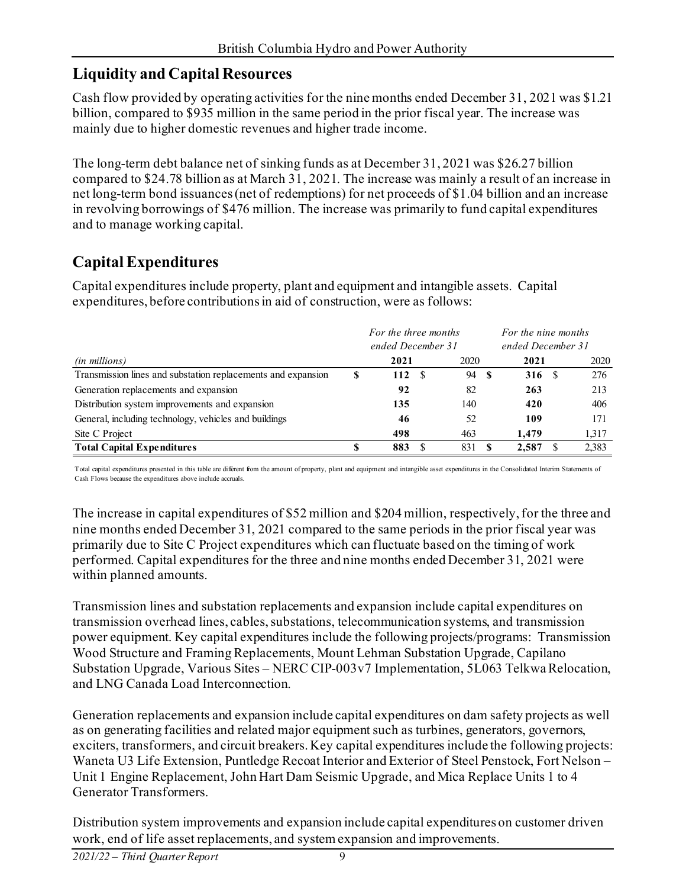## Liquidity and Capital Resources

Cash flow provided by operating activities for the nine months ended December 31, 2021 was $1.21 billion, compared to $935 million in the same period in the prior fiscal year. The increase was mainly due to higher domestic revenues and higher trade income.

The long-term debt balance net of sinking funds as at December 31, 2021 was $26.27 billion compared to $24.78 billion as at March 31, 2021. The increase was mainly a result of an increase in net long-term bond issuances (net of redemptions) for net proceeds of $1.04 billion and an increase in revolving borrowings of $476 million. The increase was primarily to fund capital expenditures and to manage working capital.

## Capital Expenditures

Capital expenditures include property, plant and equipment and intangible assets. Capital expenditures, before contributions in aid of construction, were as follows:

| | *For the three months ended December 31* | | *For the nine months ended December 31* | |
|---|---|---|---|---|
| *(in millions)* | **2021** | 2020 | **2021** | 2020 |
| Transmission lines and substation replacements and expansion | **$ 112** | $ 94 | **$ 316** | $ 276 |
| Generation replacements and expansion | **92** | 82 | **263** | 213 |
| Distribution system improvements and expansion | **135** | 140 | **420** | 406 |
| General, including technology, vehicles and buildings | **46** | 52 | **109** | 171 |
| Site C Project | **498** | 463 | **1,479** | 1,317 |
| **Total Capital Expenditures** | **$ 883** | $ 831 | **$ 2,587** | $ 2,383 |

Total capital expenditures presented in this table are different from the amount of property, plant and equipment and intangible asset expenditures in the Consolidated Interim Statements of Cash Flows because the expenditures above include accruals.

The increase in capital expenditures of $52 million and $204 million, respectively, for the three and nine months ended December 31, 2021 compared to the same periods in the prior fiscal year was primarily due to Site C Project expenditures which can fluctuate based on the timing of work performed. Capital expenditures for the three and nine months ended December 31, 2021 were within planned amounts.

Transmission lines and substation replacements and expansion include capital expenditures on transmission overhead lines, cables, substations, telecommunication systems, and transmission power equipment. Key capital expenditures include the following projects/programs: Transmission Wood Structure and Framing Replacements, Mount Lehman Substation Upgrade, Capilano Substation Upgrade, Various Sites – NERC CIP-003v7 Implementation, 5L063 Telkwa Relocation, and LNG Canada Load Interconnection.

Generation replacements and expansion include capital expenditures on dam safety projects as well as on generating facilities and related major equipment such as turbines, generators, governors, exciters, transformers, and circuit breakers. Key capital expenditures include the following projects: Waneta U3 Life Extension, Puntledge Recoat Interior and Exterior of Steel Penstock, Fort Nelson – Unit 1 Engine Replacement, John Hart Dam Seismic Upgrade, and Mica Replace Units 1 to 4 Generator Transformers.

Distribution system improvements and expansion include capital expenditures on customer driven work, end of life asset replacements, and system expansion and improvements.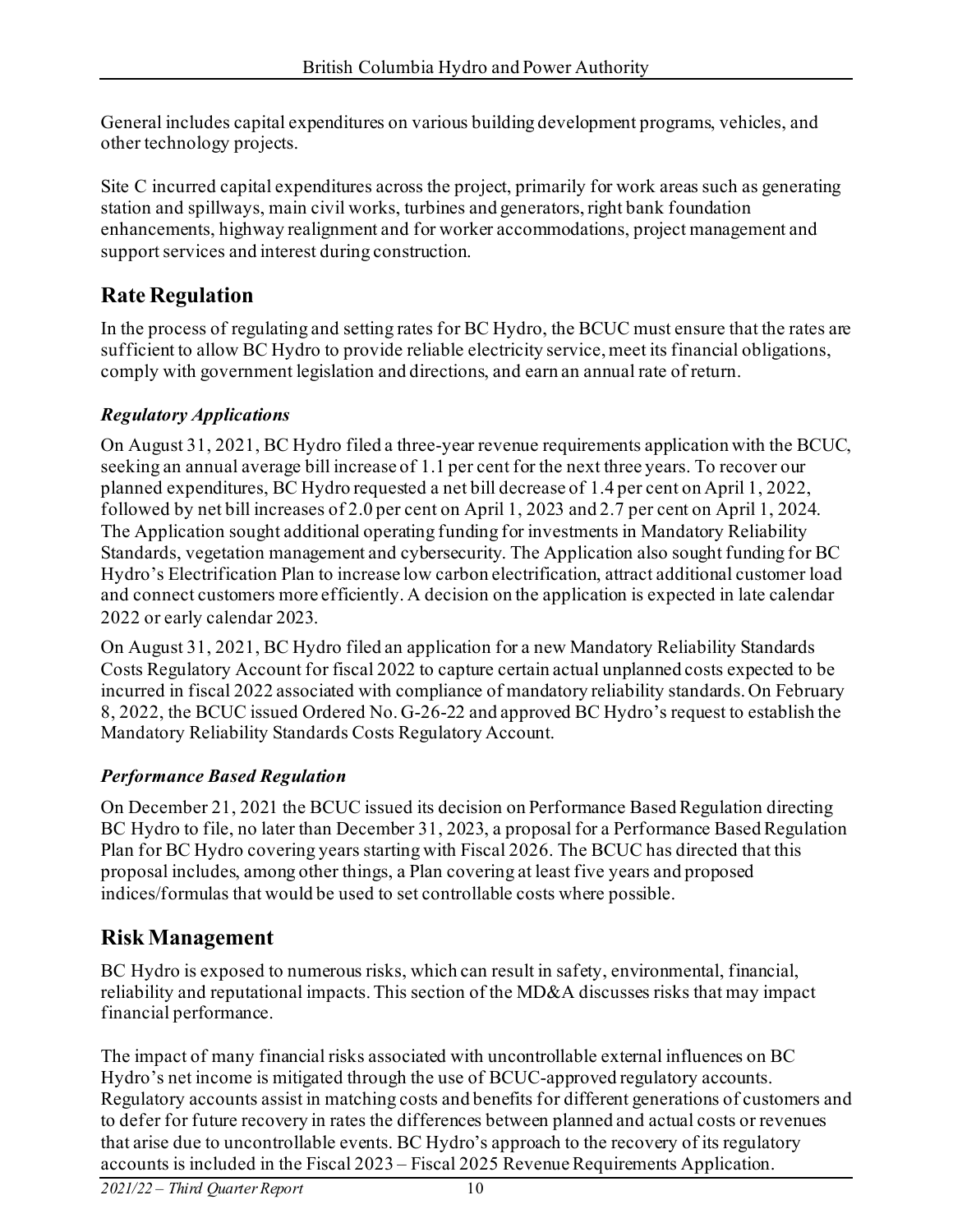General includes capital expenditures on various building development programs, vehicles, and other technology projects.

Site C incurred capital expenditures across the project, primarily for work areas such as generating station and spillways, main civil works, turbines and generators, right bank foundation enhancements, highway realignment and for worker accommodations, project management and support services and interest during construction.

## Rate Regulation

In the process of regulating and setting rates for BC Hydro, the BCUC must ensure that the rates are sufficient to allow BC Hydro to provide reliable electricity service, meet its financial obligations, comply with government legislation and directions, and earn an annual rate of return.

### *Regulatory Applications*

On August 31, 2021, BC Hydro filed a three-year revenue requirements application with the BCUC, seeking an annual average bill increase of 1.1 per cent for the next three years. To recover our planned expenditures, BC Hydro requested a net bill decrease of 1.4 per cent on April 1, 2022, followed by net bill increases of 2.0 per cent on April 1, 2023 and 2.7 per cent on April 1, 2024. The Application sought additional operating funding for investments in Mandatory Reliability Standards, vegetation management and cybersecurity. The Application also sought funding for BC Hydro's Electrification Plan to increase low carbon electrification, attract additional customer load and connect customers more efficiently. A decision on the application is expected in late calendar 2022 or early calendar 2023.

On August 31, 2021, BC Hydro filed an application for a new Mandatory Reliability Standards Costs Regulatory Account for fiscal 2022 to capture certain actual unplanned costs expected to be incurred in fiscal 2022 associated with compliance of mandatory reliability standards. On February 8, 2022, the BCUC issued Ordered No. G-26-22 and approved BC Hydro's request to establish the Mandatory Reliability Standards Costs Regulatory Account.

### *Performance Based Regulation*

On December 21, 2021 the BCUC issued its decision on Performance Based Regulation directing BC Hydro to file, no later than December 31, 2023, a proposal for a Performance Based Regulation Plan for BC Hydro covering years starting with Fiscal 2026. The BCUC has directed that this proposal includes, among other things, a Plan covering at least five years and proposed indices/formulas that would be used to set controllable costs where possible.

## Risk Management

BC Hydro is exposed to numerous risks, which can result in safety, environmental, financial, reliability and reputational impacts. This section of the MD&A discusses risks that may impact financial performance.

The impact of many financial risks associated with uncontrollable external influences on BC Hydro's net income is mitigated through the use of BCUC-approved regulatory accounts. Regulatory accounts assist in matching costs and benefits for different generations of customers and to defer for future recovery in rates the differences between planned and actual costs or revenues that arise due to uncontrollable events. BC Hydro's approach to the recovery of its regulatory accounts is included in the Fiscal 2023 – Fiscal 2025 Revenue Requirements Application.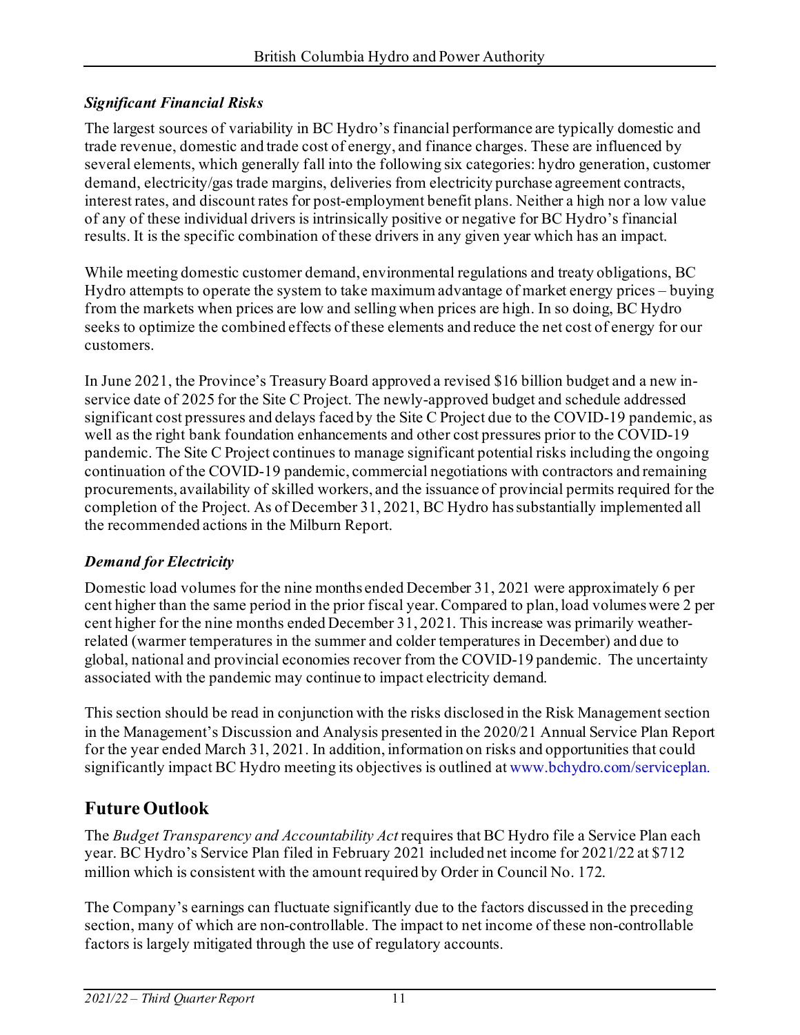### *Significant Financial Risks*

The largest sources of variability in BC Hydro's financial performance are typically domestic and trade revenue, domestic and trade cost of energy, and finance charges. These are influenced by several elements, which generally fall into the following six categories: hydro generation, customer demand, electricity/gas trade margins, deliveries from electricity purchase agreement contracts, interest rates, and discount rates for post-employment benefit plans. Neither a high nor a low value of any of these individual drivers is intrinsically positive or negative for BC Hydro's financial results. It is the specific combination of these drivers in any given year which has an impact.

While meeting domestic customer demand, environmental regulations and treaty obligations, BC Hydro attempts to operate the system to take maximum advantage of market energy prices – buying from the markets when prices are low and selling when prices are high. In so doing, BC Hydro seeks to optimize the combined effects of these elements and reduce the net cost of energy for our customers.

In June 2021, the Province's Treasury Board approved a revised $16 billion budget and a new in-service date of 2025 for the Site C Project. The newly-approved budget and schedule addressed significant cost pressures and delays faced by the Site C Project due to the COVID-19 pandemic, as well as the right bank foundation enhancements and other cost pressures prior to the COVID-19 pandemic. The Site C Project continues to manage significant potential risks including the ongoing continuation of the COVID-19 pandemic, commercial negotiations with contractors and remaining procurements, availability of skilled workers, and the issuance of provincial permits required for the completion of the Project. As of December 31, 2021, BC Hydro has substantially implemented all the recommended actions in the Milburn Report.

### *Demand for Electricity*

Domestic load volumes for the nine months ended December 31, 2021 were approximately 6 per cent higher than the same period in the prior fiscal year. Compared to plan, load volumes were 2 per cent higher for the nine months ended December 31, 2021. This increase was primarily weather-related (warmer temperatures in the summer and colder temperatures in December) and due to global, national and provincial economies recover from the COVID-19 pandemic. The uncertainty associated with the pandemic may continue to impact electricity demand.

This section should be read in conjunction with the risks disclosed in the Risk Management section in the Management's Discussion and Analysis presented in the 2020/21 Annual Service Plan Report for the year ended March 31, 2021. In addition, information on risks and opportunities that could significantly impact BC Hydro meeting its objectives is outlined at www.bchydro.com/serviceplan.

## Future Outlook

The *Budget Transparency and Accountability Act* requires that BC Hydro file a Service Plan each year. BC Hydro's Service Plan filed in February 2021 included net income for 2021/22 at $712 million which is consistent with the amount required by Order in Council No. 172.

The Company's earnings can fluctuate significantly due to the factors discussed in the preceding section, many of which are non-controllable. The impact to net income of these non-controllable factors is largely mitigated through the use of regulatory accounts.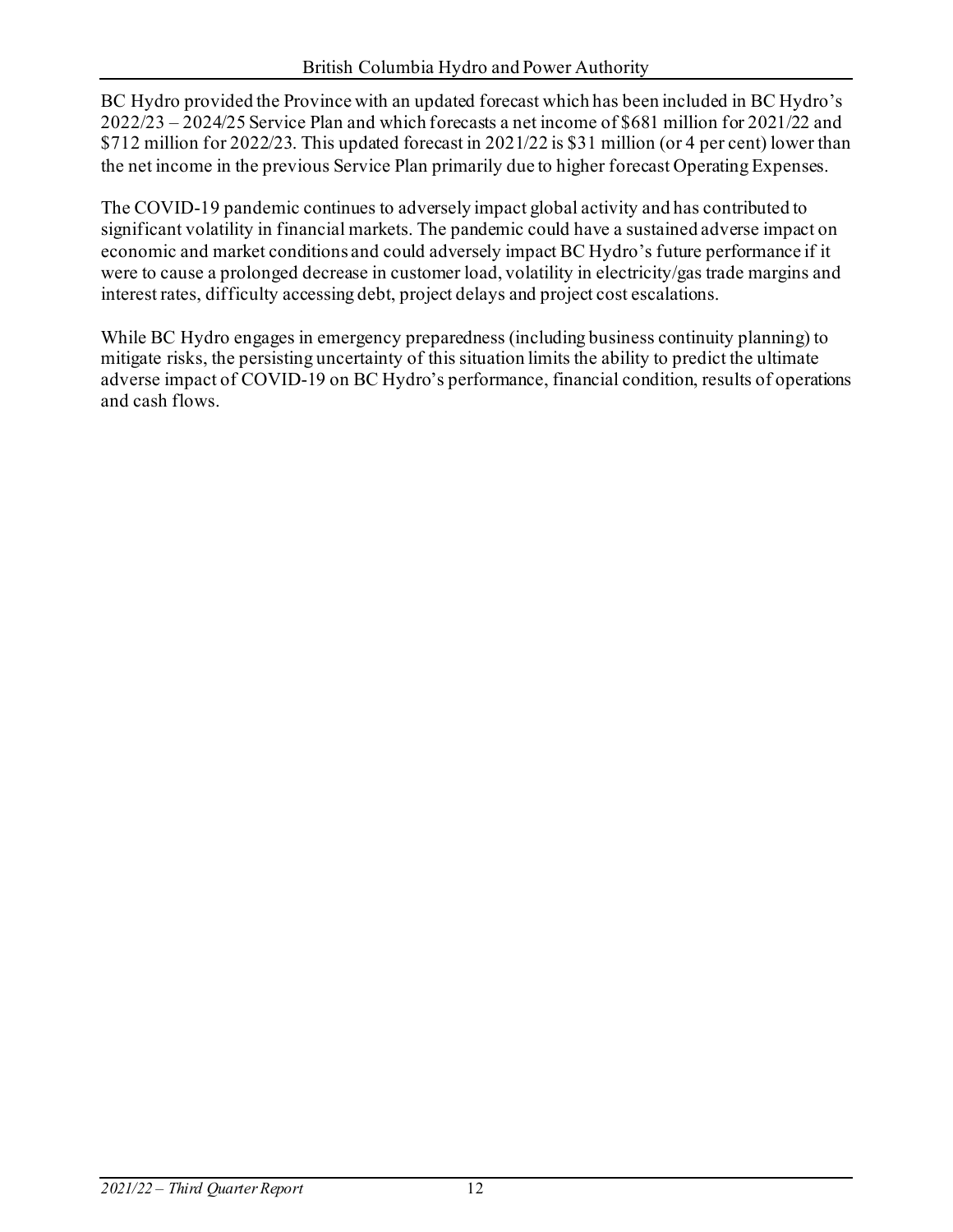BC Hydro provided the Province with an updated forecast which has been included in BC Hydro's 2022/23 – 2024/25 Service Plan and which forecasts a net income of $681 million for 2021/22 and $712 million for 2022/23. This updated forecast in 2021/22 is $31 million (or 4 per cent) lower than the net income in the previous Service Plan primarily due to higher forecast Operating Expenses.

The COVID-19 pandemic continues to adversely impact global activity and has contributed to significant volatility in financial markets. The pandemic could have a sustained adverse impact on economic and market conditions and could adversely impact BC Hydro's future performance if it were to cause a prolonged decrease in customer load, volatility in electricity/gas trade margins and interest rates, difficulty accessing debt, project delays and project cost escalations.

While BC Hydro engages in emergency preparedness (including business continuity planning) to mitigate risks, the persisting uncertainty of this situation limits the ability to predict the ultimate adverse impact of COVID-19 on BC Hydro's performance, financial condition, results of operations and cash flows.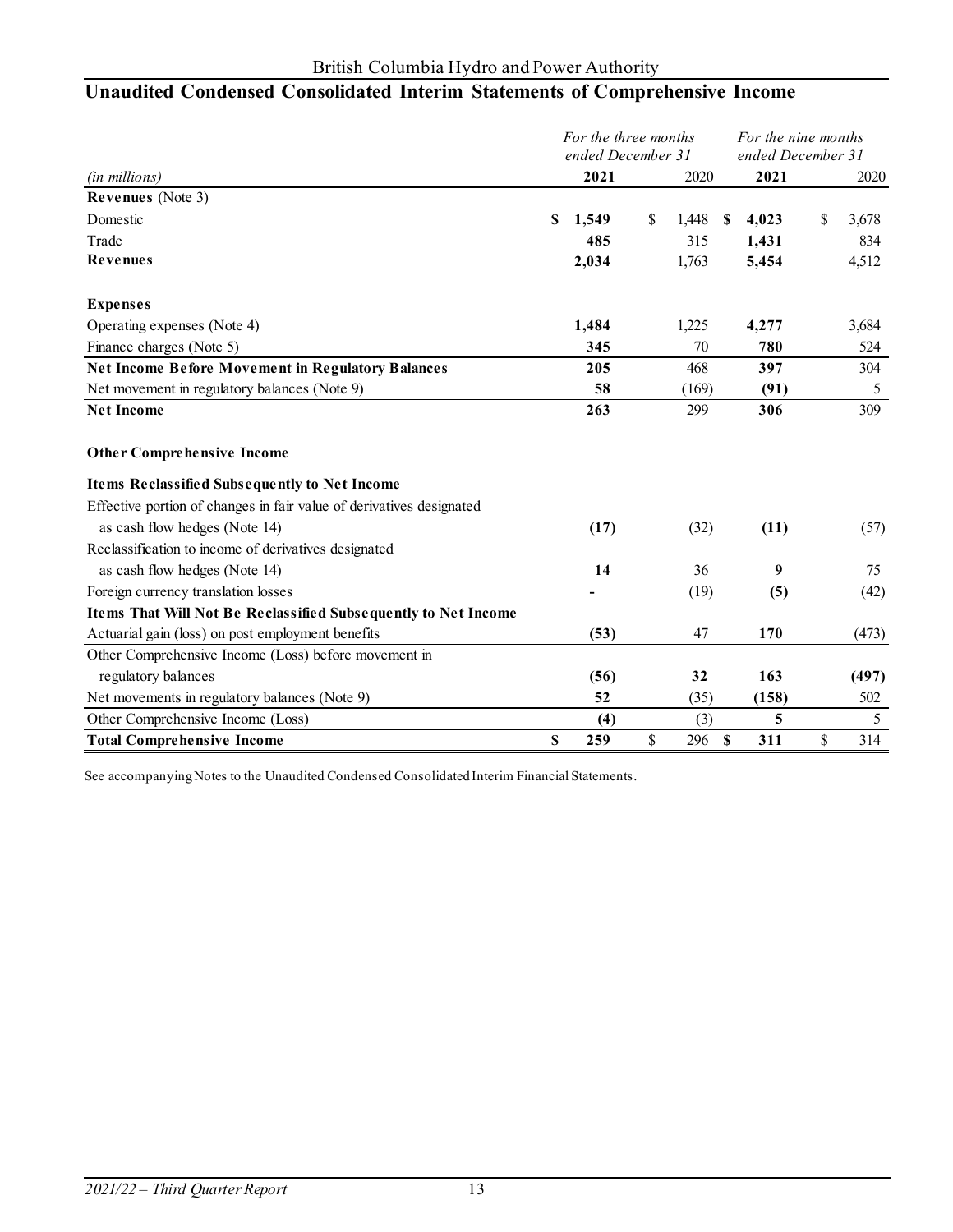British Columbia Hydro and Power Authority

# Unaudited Condensed Consolidated Interim Statements of Comprehensive Income

| *(in millions)* | *For the three months ended December 31* **2021** | 2020 | *For the nine months ended December 31* **2021** | 2020 |
|---|---|---|---|---|
| **Revenues** (Note 3) | | | | |
| Domestic | **$ 1,549** | $ 1,448 | **$ 4,023** | $ 3,678 |
| Trade | **485** | 315 | **1,431** | 834 |
| **Revenues** | **2,034** | 1,763 | **5,454** | 4,512 |
| | | | | |
| **Expenses** | | | | |
| Operating expenses (Note 4) | **1,484** | 1,225 | **4,277** | 3,684 |
| Finance charges (Note 5) | **345** | 70 | **780** | 524 |
| **Net Income Before Movement in Regulatory Balances** | **205** | 468 | **397** | 304 |
| Net movement in regulatory balances (Note 9) | **58** | (169) | **(91)** | 5 |
| **Net Income** | **263** | 299 | **306** | 309 |
| | | | | |
| **Other Comprehensive Income** | | | | |
| **Items Reclassified Subsequently to Net Income** | | | | |
| Effective portion of changes in fair value of derivatives designated as cash flow hedges (Note 14) | **(17)** | (32) | **(11)** | (57) |
| Reclassification to income of derivatives designated as cash flow hedges (Note 14) | **14** | 36 | **9** | 75 |
| Foreign currency translation losses | **-** | (19) | **(5)** | (42) |
| **Items That Will Not Be Reclassified Subsequently to Net Income** | | | | |
| Actuarial gain (loss) on post employment benefits | **(53)** | 47 | **170** | (473) |
| Other Comprehensive Income (Loss) before movement in regulatory balances | **(56)** | **32** | **163** | **(497)** |
| Net movements in regulatory balances (Note 9) | **52** | (35) | **(158)** | 502 |
| Other Comprehensive Income (Loss) | **(4)** | (3) | **5** | 5 |
| **Total Comprehensive Income** | **$ 259** | $ 296 | **$ 311** | $ 314 |

See accompanying Notes to the Unaudited Condensed Consolidated Interim Financial Statements.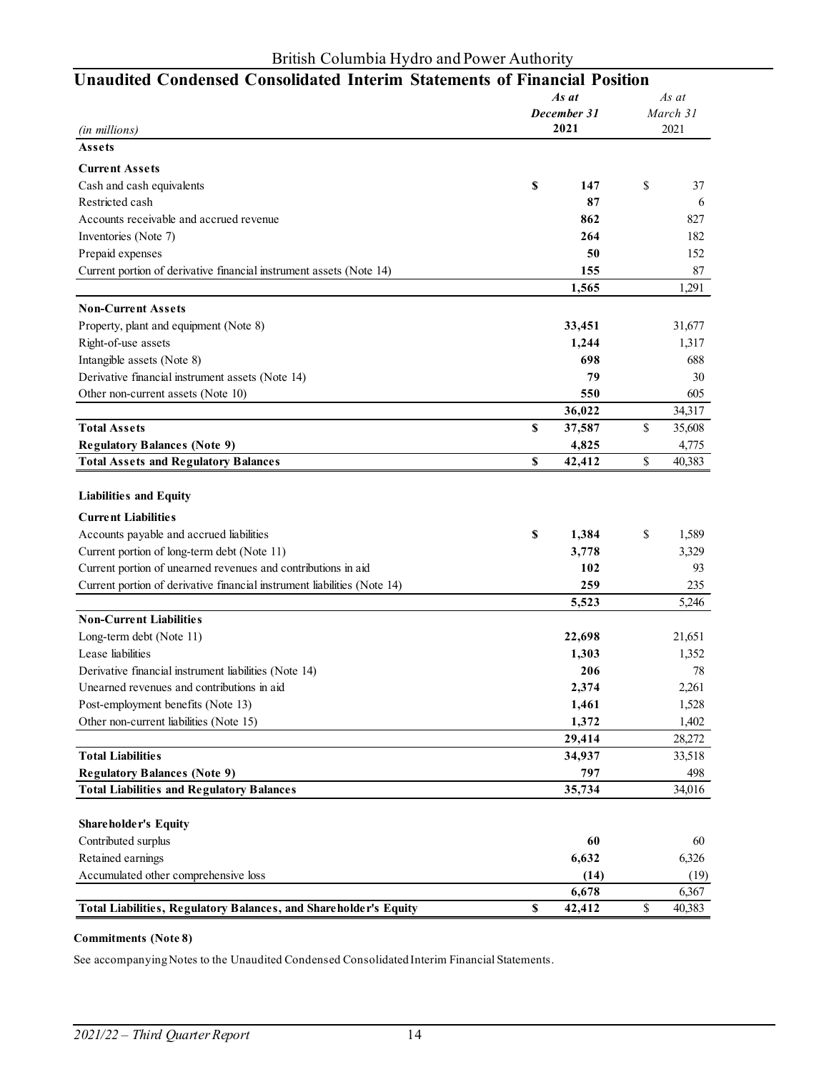British Columbia Hydro and Power Authority

## Unaudited Condensed Consolidated Interim Statements of Financial Position

| *(in millions)* | *As at December 31* **2021** | *As at March 31* 2021 |
|---|---|---|
| **Assets** | | |
| **Current Assets** | | |
| Cash and cash equivalents | **$ 147** | $ 37 |
| Restricted cash | **87** | 6 |
| Accounts receivable and accrued revenue | **862** | 827 |
| Inventories (Note 7) | **264** | 182 |
| Prepaid expenses | **50** | 152 |
| Current portion of derivative financial instrument assets (Note 14) | **155** | 87 |
| | **1,565** | 1,291 |
| **Non-Current Assets** | | |
| Property, plant and equipment (Note 8) | **33,451** | 31,677 |
| Right-of-use assets | **1,244** | 1,317 |
| Intangible assets (Note 8) | **698** | 688 |
| Derivative financial instrument assets (Note 14) | **79** | 30 |
| Other non-current assets (Note 10) | **550** | 605 |
| | **36,022** | 34,317 |
| **Total Assets** | **$ 37,587** | $ 35,608 |
| **Regulatory Balances (Note 9)** | **4,825** | 4,775 |
| **Total Assets and Regulatory Balances** | **$ 42,412** | $ 40,383 |
| | | |
| **Liabilities and Equity** | | |
| **Current Liabilities** | | |
| Accounts payable and accrued liabilities | **$ 1,384** | $ 1,589 |
| Current portion of long-term debt (Note 11) | **3,778** | 3,329 |
| Current portion of unearned revenues and contributions in aid | **102** | 93 |
| Current portion of derivative financial instrument liabilities (Note 14) | **259** | 235 |
| | **5,523** | 5,246 |
| **Non-Current Liabilities** | | |
| Long-term debt (Note 11) | **22,698** | 21,651 |
| Lease liabilities | **1,303** | 1,352 |
| Derivative financial instrument liabilities (Note 14) | **206** | 78 |
| Unearned revenues and contributions in aid | **2,374** | 2,261 |
| Post-employment benefits (Note 13) | **1,461** | 1,528 |
| Other non-current liabilities (Note 15) | **1,372** | 1,402 |
| | **29,414** | 28,272 |
| **Total Liabilities** | **34,937** | 33,518 |
| **Regulatory Balances (Note 9)** | **797** | 498 |
| **Total Liabilities and Regulatory Balances** | **35,734** | 34,016 |
| | | |
| **Shareholder's Equity** | | |
| Contributed surplus | **60** | 60 |
| Retained earnings | **6,632** | 6,326 |
| Accumulated other comprehensive loss | **(14)** | (19) |
| | **6,678** | 6,367 |
| **Total Liabilities, Regulatory Balances, and Shareholder's Equity** | **$ 42,412** | $ 40,383 |

**Commitments (Note 8)**

See accompanying Notes to the Unaudited Condensed Consolidated Interim Financial Statements.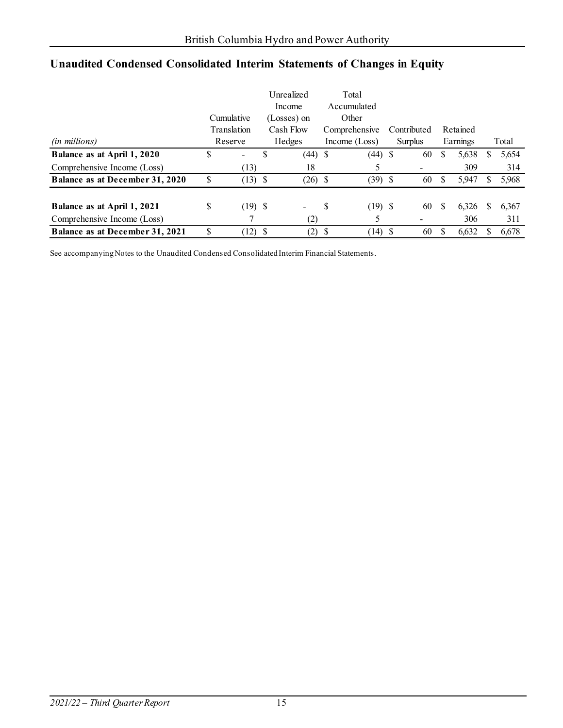## Unaudited Condensed Consolidated Interim Statements of Changes in Equity

| *(in millions)* | Cumulative Translation Reserve | Unrealized Income (Losses) on Cash Flow Hedges | Total Accumulated Other Comprehensive Income (Loss) | Contributed Surplus | Retained Earnings | Total |
|---|---|---|---|---|---|---|
| **Balance as at April 1, 2020** | $ - | $ (44) | $ (44) | $ 60 | $ 5,638 | $ 5,654 |
| Comprehensive Income (Loss) | (13) | 18 | 5 | - | 309 | 314 |
| **Balance as at December 31, 2020** | $ (13) | $ (26) | $ (39) | $ 60 | $ 5,947 | $ 5,968 |
| | | | | | | |
| **Balance as at April 1, 2021** | $ (19) | $ - | $ (19) | $ 60 | $ 6,326 | $ 6,367 |
| Comprehensive Income (Loss) | 7 | (2) | 5 | - | 306 | 311 |
| **Balance as at December 31, 2021** | $ (12) | $ (2) | $ (14) | $ 60 | $ 6,632 | $ 6,678 |

See accompanying Notes to the Unaudited Condensed Consolidated Interim Financial Statements.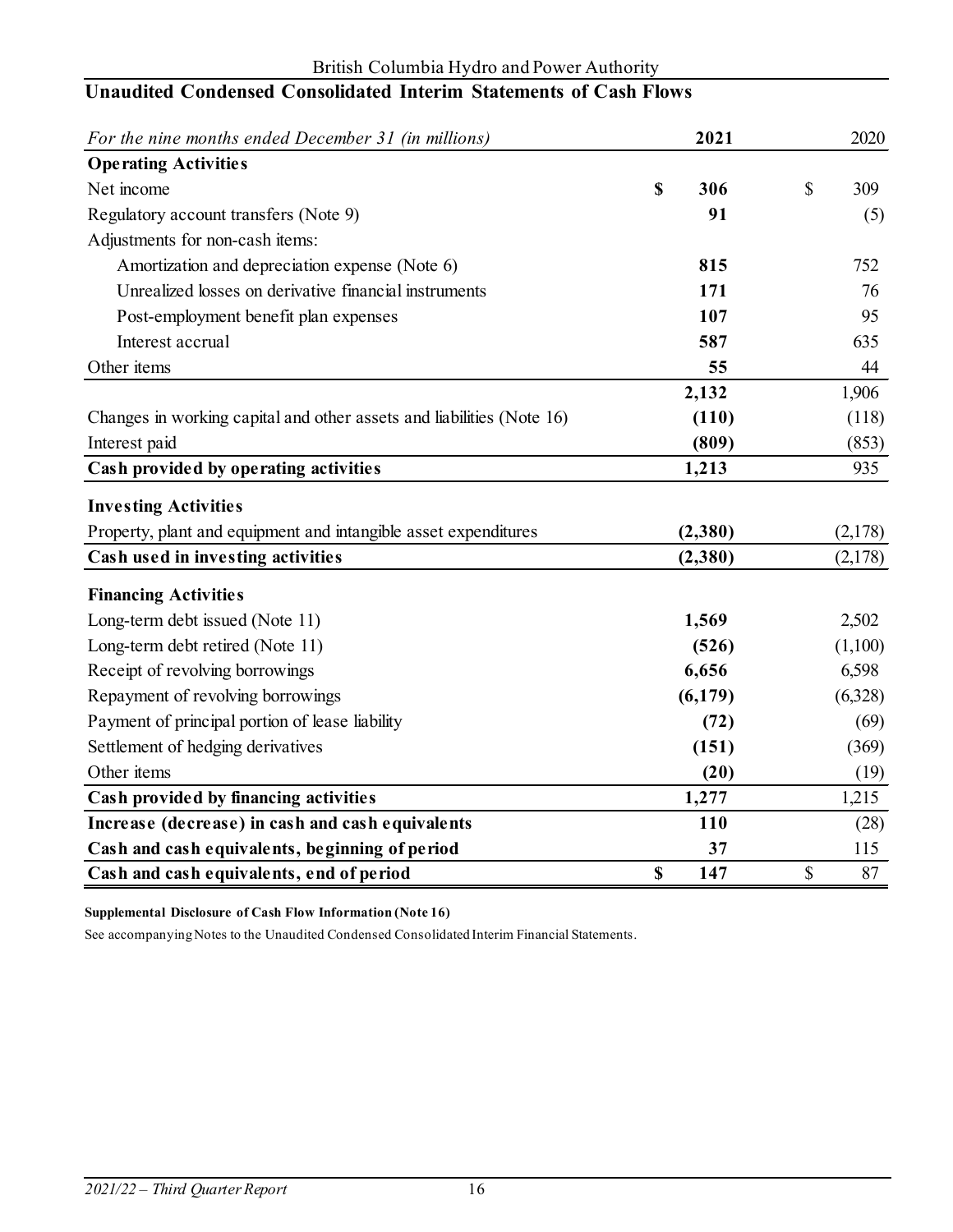British Columbia Hydro and Power Authority

## Unaudited Condensed Consolidated Interim Statements of Cash Flows

| *For the nine months ended December 31 (in millions)* | **2021** | 2020 |
|---|---|---|
| **Operating Activities** | | |
| Net income | **$ 306** | $ 309 |
| Regulatory account transfers (Note 9) | **91** | (5) |
| Adjustments for non-cash items: | | |
| Amortization and depreciation expense (Note 6) | **815** | 752 |
| Unrealized losses on derivative financial instruments | **171** | 76 |
| Post-employment benefit plan expenses | **107** | 95 |
| Interest accrual | **587** | 635 |
| Other items | **55** | 44 |
| | **2,132** | 1,906 |
| Changes in working capital and other assets and liabilities (Note 16) | **(110)** | (118) |
| Interest paid | **(809)** | (853) |
| **Cash provided by operating activities** | **1,213** | 935 |
| **Investing Activities** | | |
| Property, plant and equipment and intangible asset expenditures | **(2,380)** | (2,178) |
| **Cash used in investing activities** | **(2,380)** | (2,178) |
| **Financing Activities** | | |
| Long-term debt issued (Note 11) | **1,569** | 2,502 |
| Long-term debt retired (Note 11) | **(526)** | (1,100) |
| Receipt of revolving borrowings | **6,656** | 6,598 |
| Repayment of revolving borrowings | **(6,179)** | (6,328) |
| Payment of principal portion of lease liability | **(72)** | (69) |
| Settlement of hedging derivatives | **(151)** | (369) |
| Other items | **(20)** | (19) |
| **Cash provided by financing activities** | **1,277** | 1,215 |
| **Increase (decrease) in cash and cash equivalents** | **110** | (28) |
| **Cash and cash equivalents, beginning of period** | **37** | 115 |
| **Cash and cash equivalents, end of period** | **$ 147** | $ 87 |

**Supplemental Disclosure of Cash Flow Information (Note 16)**

See accompanying Notes to the Unaudited Condensed Consolidated Interim Financial Statements.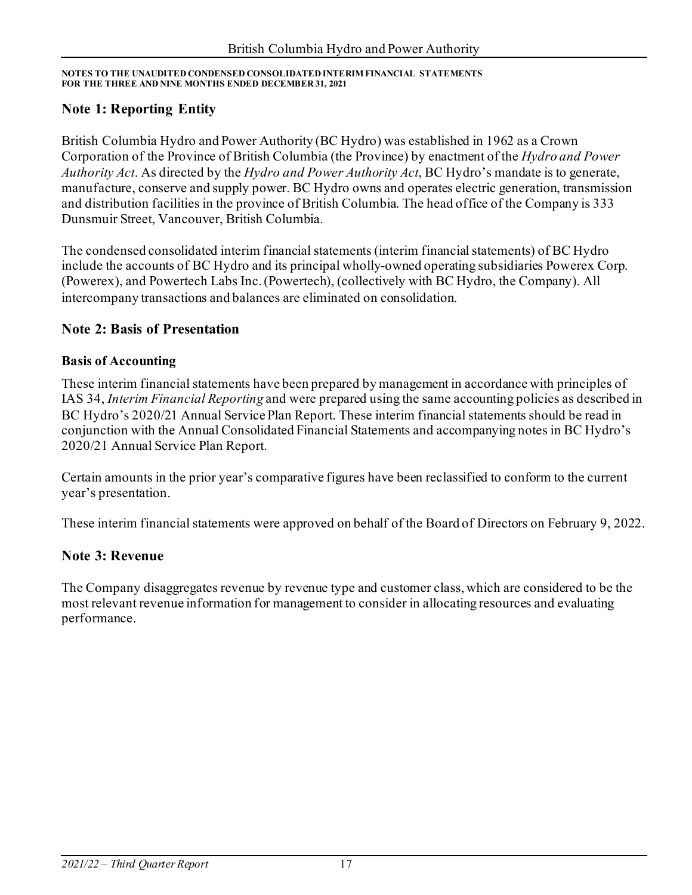**NOTES TO THE UNAUDITED CONDENSED CONSOLIDATED INTERIM FINANCIAL STATEMENTS FOR THE THREE AND NINE MONTHS ENDED DECEMBER 31, 2021**

## Note 1: Reporting Entity

British Columbia Hydro and Power Authority (BC Hydro) was established in 1962 as a Crown Corporation of the Province of British Columbia (the Province) by enactment of the *Hydro and Power Authority Act*. As directed by the *Hydro and Power Authority Act*, BC Hydro's mandate is to generate, manufacture, conserve and supply power. BC Hydro owns and operates electric generation, transmission and distribution facilities in the province of British Columbia. The head office of the Company is 333 Dunsmuir Street, Vancouver, British Columbia.

The condensed consolidated interim financial statements (interim financial statements) of BC Hydro include the accounts of BC Hydro and its principal wholly-owned operating subsidiaries Powerex Corp. (Powerex), and Powertech Labs Inc. (Powertech), (collectively with BC Hydro, the Company). All intercompany transactions and balances are eliminated on consolidation.

## Note 2: Basis of Presentation

### Basis of Accounting

These interim financial statements have been prepared by management in accordance with principles of IAS 34, *Interim Financial Reporting* and were prepared using the same accounting policies as described in BC Hydro's 2020/21 Annual Service Plan Report. These interim financial statements should be read in conjunction with the Annual Consolidated Financial Statements and accompanying notes in BC Hydro's 2020/21 Annual Service Plan Report.

Certain amounts in the prior year's comparative figures have been reclassified to conform to the current year's presentation.

These interim financial statements were approved on behalf of the Board of Directors on February 9, 2022.

## Note 3: Revenue

The Company disaggregates revenue by revenue type and customer class, which are considered to be the most relevant revenue information for management to consider in allocating resources and evaluating performance.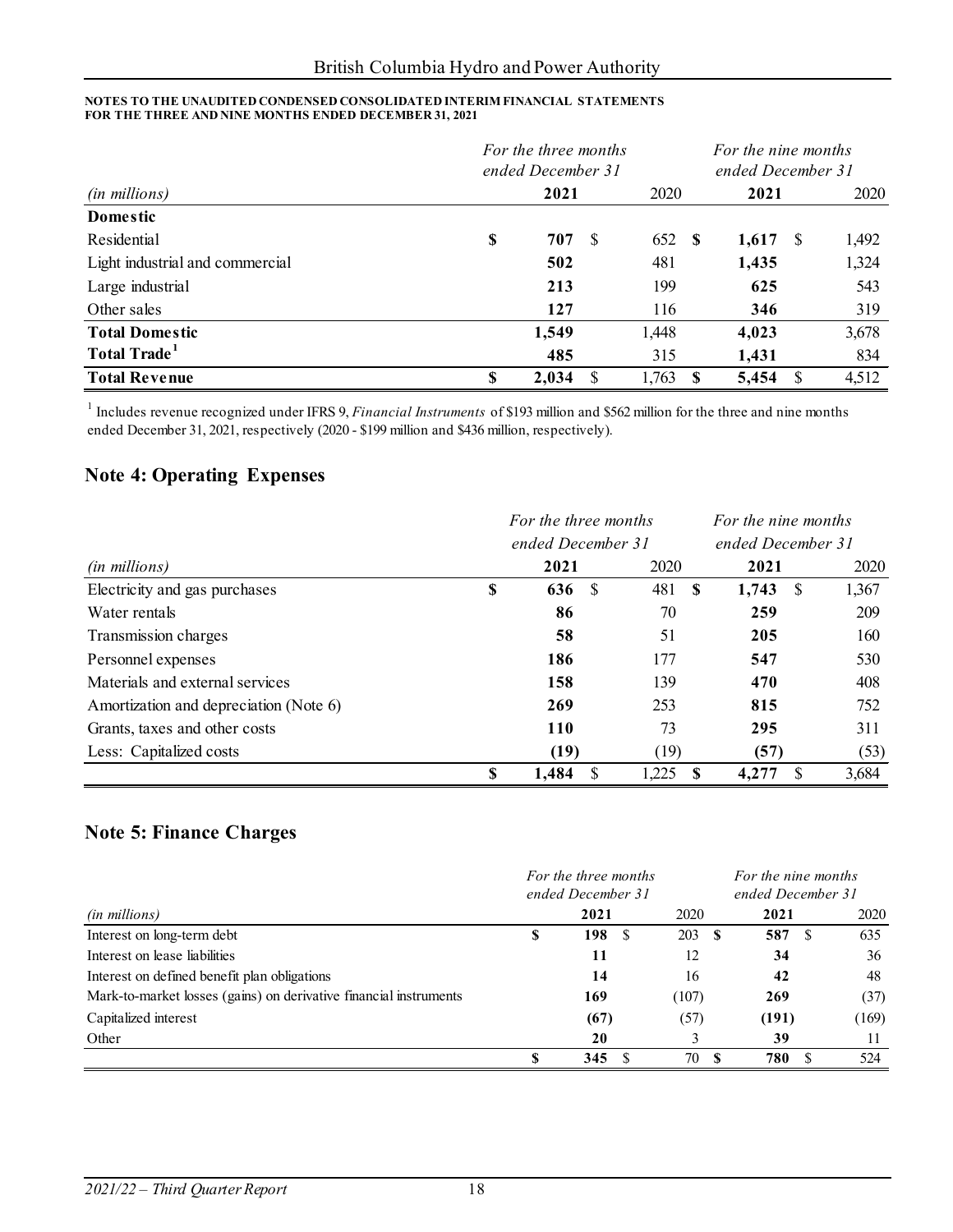**NOTES TO THE UNAUDITED CONDENSED CONSOLIDATED INTERIM FINANCIAL STATEMENTS FOR THE THREE AND NINE MONTHS ENDED DECEMBER 31, 2021**

| *(in millions)* | *For the three months ended December 31* 2021 | 2020 | *For the nine months ended December 31* 2021 | 2020 |
|---|---|---|---|---|
| **Domestic** | | | | |
| Residential | **$ 707** | $ 652 | **$ 1,617** | $ 1,492 |
| Light industrial and commercial | **502** | 481 | **1,435** | 1,324 |
| Large industrial | **213** | 199 | **625** | 543 |
| Other sales | **127** | 116 | **346** | 319 |
| **Total Domestic** | **1,549** | 1,448 | **4,023** | 3,678 |
| **Total Trade**[1] | **485** | 315 | **1,431** | 834 |
| **Total Revenue** | **$ 2,034** | $ 1,763 | **$ 5,454** | $ 4,512 |

[1] Includes revenue recognized under IFRS 9, *Financial Instruments* of $193 million and $562 million for the three and nine months ended December 31, 2021, respectively (2020 - $199 million and $436 million, respectively).

## Note 4: Operating Expenses

| *(in millions)* | *For the three months ended December 31* 2021 | 2020 | *For the nine months ended December 31* 2021 | 2020 |
|---|---|---|---|---|
| Electricity and gas purchases | **$ 636** | $ 481 | **$ 1,743** | $ 1,367 |
| Water rentals | **86** | 70 | **259** | 209 |
| Transmission charges | **58** | 51 | **205** | 160 |
| Personnel expenses | **186** | 177 | **547** | 530 |
| Materials and external services | **158** | 139 | **470** | 408 |
| Amortization and depreciation (Note 6) | **269** | 253 | **815** | 752 |
| Grants, taxes and other costs | **110** | 73 | **295** | 311 |
| Less: Capitalized costs | **(19)** | (19) | **(57)** | (53) |
| | **$ 1,484** | $ 1,225 | **$ 4,277** | $ 3,684 |

## Note 5: Finance Charges

| *(in millions)* | *For the three months ended December 31* 2021 | 2020 | *For the nine months ended December 31* 2021 | 2020 |
|---|---|---|---|---|
| Interest on long-term debt | **$ 198** | $ 203 | **$ 587** | $ 635 |
| Interest on lease liabilities | **11** | 12 | **34** | 36 |
| Interest on defined benefit plan obligations | **14** | 16 | **42** | 48 |
| Mark-to-market losses (gains) on derivative financial instruments | **169** | (107) | **269** | (37) |
| Capitalized interest | **(67)** | (57) | **(191)** | (169) |
| Other | **20** | 3 | **39** | 11 |
| | **$ 345** | $ 70 | **$ 780** | $ 524 |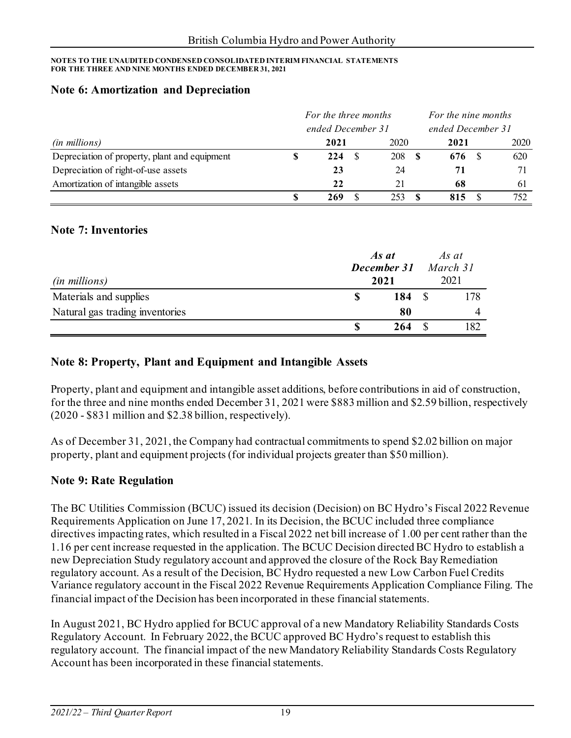NOTES TO THE UNAUDITED CONDENSED CONSOLIDATED INTERIM FINANCIAL STATEMENTS
FOR THE THREE AND NINE MONTHS ENDED DECEMBER 31, 2021

## Note 6: Amortization and Depreciation

| *(in millions)* | *For the three months ended December 31* | | *For the nine months ended December 31* | |
|---|---|---|---|---|
| | **2021** | 2020 | **2021** | 2020 |
| Depreciation of property, plant and equipment | **$ 224** | $ 208 | **$ 676** | $ 620 |
| Depreciation of right-of-use assets | **23** | 24 | **71** | 71 |
| Amortization of intangible assets | **22** | 21 | **68** | 61 |
| | **$ 269** | $ 253 | **$ 815** | $ 752 |

## Note 7: Inventories

| *(in millions)* | ***As at December 31* 2021** | *As at March 31* 2021 |
|---|---|---|
| Materials and supplies | **$ 184** | $ 178 |
| Natural gas trading inventories | **80** | 4 |
| | **$ 264** | $ 182 |

## Note 8: Property, Plant and Equipment and Intangible Assets

Property, plant and equipment and intangible asset additions, before contributions in aid of construction, for the three and nine months ended December 31, 2021 were $883 million and $2.59 billion, respectively (2020 - $831 million and $2.38 billion, respectively).

As of December 31, 2021, the Company had contractual commitments to spend $2.02 billion on major property, plant and equipment projects (for individual projects greater than $50 million).

## Note 9: Rate Regulation

The BC Utilities Commission (BCUC) issued its decision (Decision) on BC Hydro's Fiscal 2022 Revenue Requirements Application on June 17, 2021. In its Decision, the BCUC included three compliance directives impacting rates, which resulted in a Fiscal 2022 net bill increase of 1.00 per cent rather than the 1.16 per cent increase requested in the application. The BCUC Decision directed BC Hydro to establish a new Depreciation Study regulatory account and approved the closure of the Rock Bay Remediation regulatory account. As a result of the Decision, BC Hydro requested a new Low Carbon Fuel Credits Variance regulatory account in the Fiscal 2022 Revenue Requirements Application Compliance Filing. The financial impact of the Decision has been incorporated in these financial statements.

In August 2021, BC Hydro applied for BCUC approval of a new Mandatory Reliability Standards Costs Regulatory Account. In February 2022, the BCUC approved BC Hydro's request to establish this regulatory account. The financial impact of the new Mandatory Reliability Standards Costs Regulatory Account has been incorporated in these financial statements.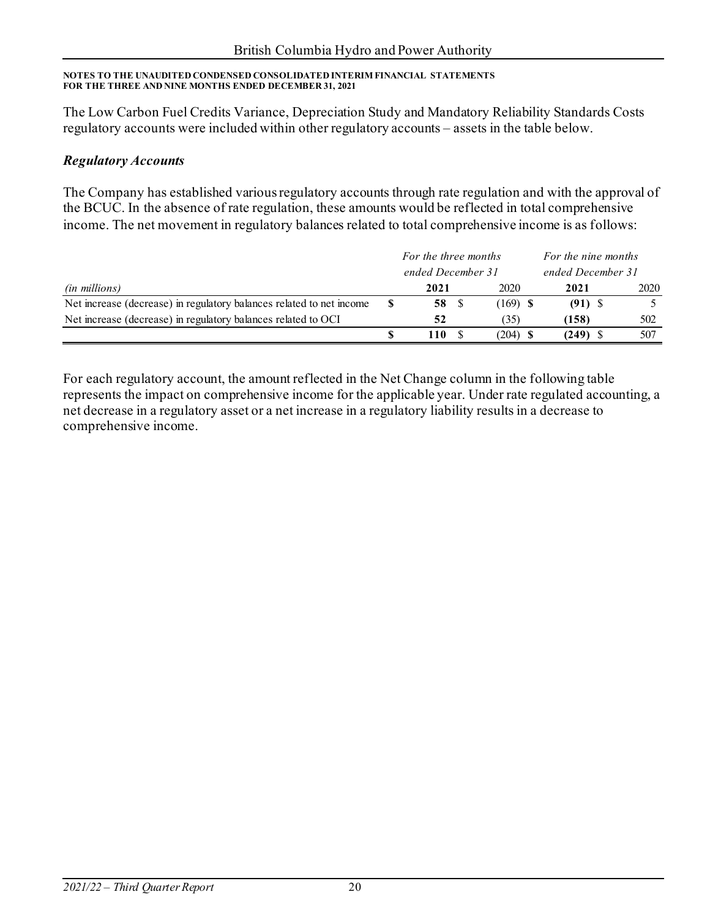NOTES TO THE UNAUDITED CONDENSED CONSOLIDATED INTERIM FINANCIAL STATEMENTS
FOR THE THREE AND NINE MONTHS ENDED DECEMBER 31, 2021

The Low Carbon Fuel Credits Variance, Depreciation Study and Mandatory Reliability Standards Costs regulatory accounts were included within other regulatory accounts – assets in the table below.

### *Regulatory Accounts*

The Company has established various regulatory accounts through rate regulation and with the approval of the BCUC. In the absence of rate regulation, these amounts would be reflected in total comprehensive income. The net movement in regulatory balances related to total comprehensive income is as follows:

| *(in millions)* | *For the three months ended December 31* | | *For the nine months ended December 31* | |
|---|---|---|---|---|
| | **2021** | 2020 | **2021** | 2020 |
| Net increase (decrease) in regulatory balances related to net income | **$ 58** | $ (169) | **$ (91)** | $ 5 |
| Net increase (decrease) in regulatory balances related to OCI | **52** | (35) | **(158)** | 502 |
| | **$ 110** | $ (204) | **$ (249)** | $ 507 |

For each regulatory account, the amount reflected in the Net Change column in the following table represents the impact on comprehensive income for the applicable year. Under rate regulated accounting, a net decrease in a regulatory asset or a net increase in a regulatory liability results in a decrease to comprehensive income.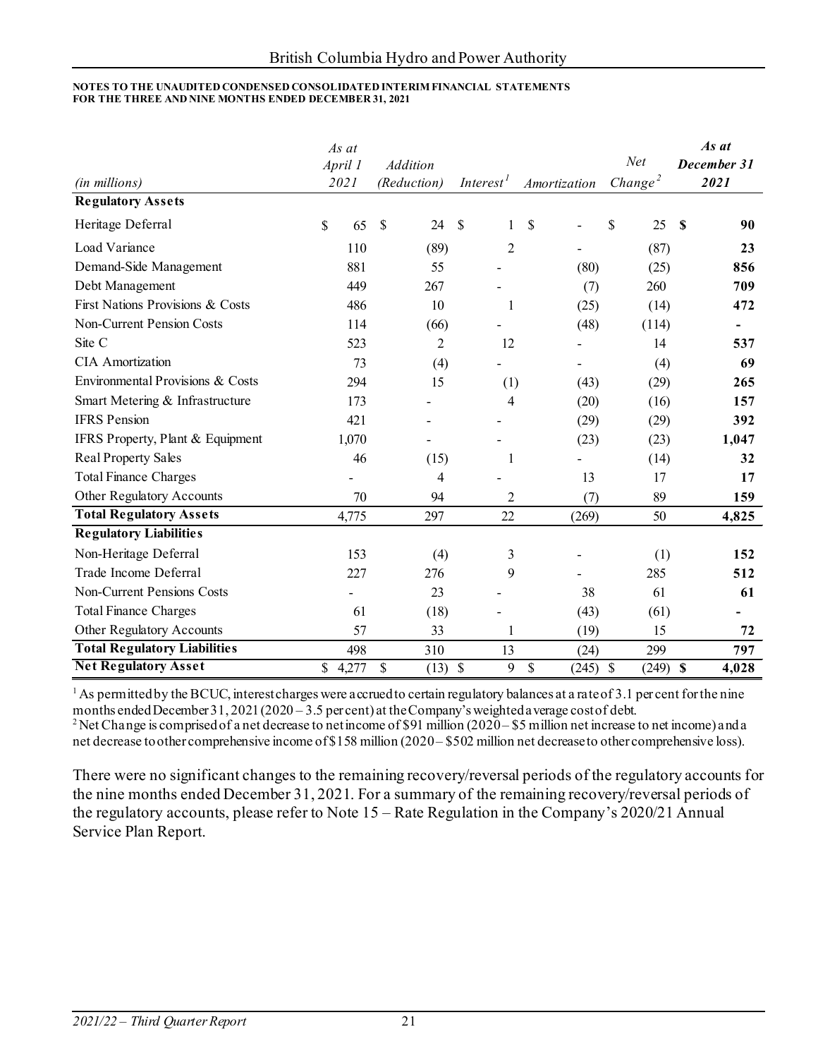**NOTES TO THE UNAUDITED CONDENSED CONSOLIDATED INTERIM FINANCIAL STATEMENTS FOR THE THREE AND NINE MONTHS ENDED DECEMBER 31, 2021**

| *(in millions)* | *As at April 1 2021* | *Addition (Reduction)* | *Interest*[1] | *Amortization* | *Net Change*[2] | ***As at December 31 2021*** |
|---|---|---|---|---|---|---|
| **Regulatory Assets** | | | | | | |
| Heritage Deferral | $ 65 | $ 24 | $ 1 | $ - | $ 25 | **$ 90** |
| Load Variance | 110 | (89) | 2 | - | (87) | **23** |
| Demand-Side Management | 881 | 55 | - | (80) | (25) | **856** |
| Debt Management | 449 | 267 | - | (7) | 260 | **709** |
| First Nations Provisions & Costs | 486 | 10 | 1 | (25) | (14) | **472** |
| Non-Current Pension Costs | 114 | (66) | - | (48) | (114) | **-** |
| Site C | 523 | 2 | 12 | - | 14 | **537** |
| CIA Amortization | 73 | (4) | - | - | (4) | **69** |
| Environmental Provisions & Costs | 294 | 15 | (1) | (43) | (29) | **265** |
| Smart Metering & Infrastructure | 173 | - | 4 | (20) | (16) | **157** |
| IFRS Pension | 421 | - | - | (29) | (29) | **392** |
| IFRS Property, Plant & Equipment | 1,070 | - | - | (23) | (23) | **1,047** |
| Real Property Sales | 46 | (15) | 1 | - | (14) | **32** |
| Total Finance Charges | - | 4 | - | 13 | 17 | **17** |
| Other Regulatory Accounts | 70 | 94 | 2 | (7) | 89 | **159** |
| **Total Regulatory Assets** | 4,775 | 297 | 22 | (269) | 50 | **4,825** |
| **Regulatory Liabilities** | | | | | | |
| Non-Heritage Deferral | 153 | (4) | 3 | - | (1) | **152** |
| Trade Income Deferral | 227 | 276 | 9 | - | 285 | **512** |
| Non-Current Pensions Costs | - | 23 | - | 38 | 61 | **61** |
| Total Finance Charges | 61 | (18) | - | (43) | (61) | **-** |
| Other Regulatory Accounts | 57 | 33 | 1 | (19) | 15 | **72** |
| **Total Regulatory Liabilities** | 498 | 310 | 13 | (24) | 299 | **797** |
| **Net Regulatory Asset** | $ 4,277 | $ (13) | $ 9 | $ (245) | $ (249) | **$ 4,028** |

[1] As permitted by the BCUC, interest charges were accrued to certain regulatory balances at a rate of 3.1 per cent for the nine months ended December 31, 2021 (2020 – 3.5 per cent) at the Company's weighted average cost of debt.
[2] Net Change is comprised of a net decrease to net income of $91 million (2020 – $5 million net increase to net income) and a net decrease to other comprehensive income of $158 million (2020 – $502 million net decrease to other comprehensive loss).

There were no significant changes to the remaining recovery/reversal periods of the regulatory accounts for the nine months ended December 31, 2021. For a summary of the remaining recovery/reversal periods of the regulatory accounts, please refer to Note 15 – Rate Regulation in the Company's 2020/21 Annual Service Plan Report.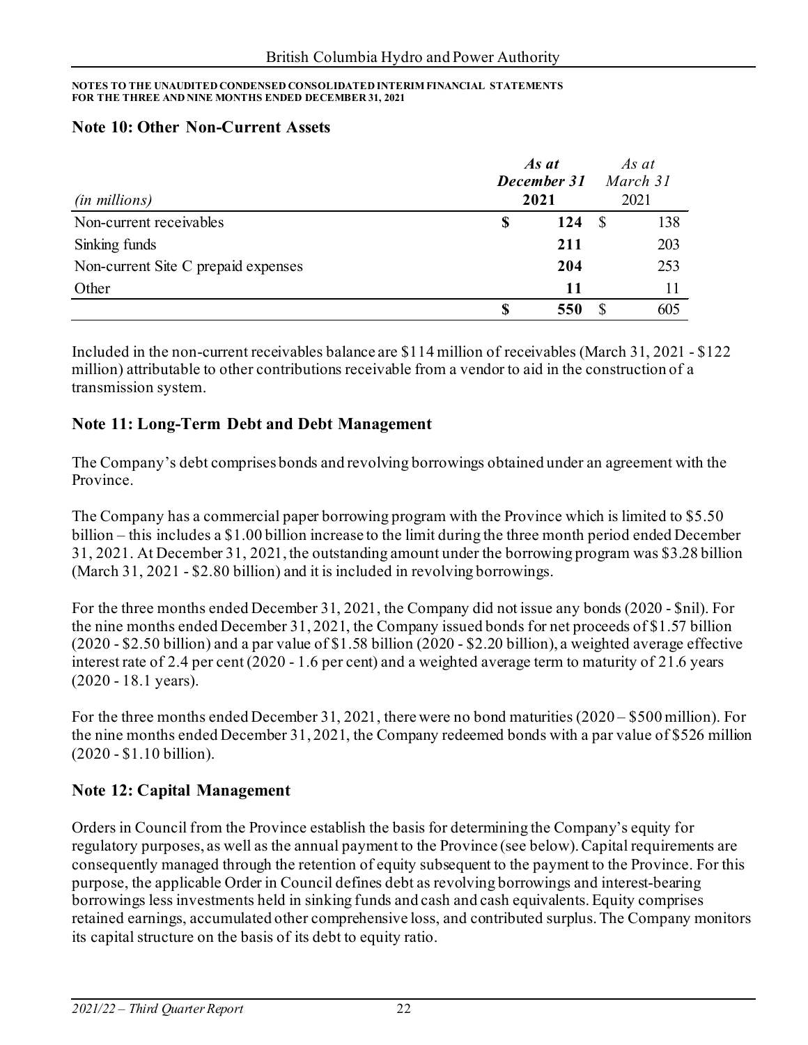NOTES TO THE UNAUDITED CONDENSED CONSOLIDATED INTERIM FINANCIAL STATEMENTS
FOR THE THREE AND NINE MONTHS ENDED DECEMBER 31, 2021

## Note 10: Other Non-Current Assets

| *(in millions)* | ***As at December 31 2021*** | *As at March 31 2021* |
|---|---|---|
| Non-current receivables | **$ 124** | $ 138 |
| Sinking funds | **211** | 203 |
| Non-current Site C prepaid expenses | **204** | 253 |
| Other | **11** | 11 |
| | **$ 550** | $ 605 |

Included in the non-current receivables balance are $114 million of receivables (March 31, 2021 - $122 million) attributable to other contributions receivable from a vendor to aid in the construction of a transmission system.

## Note 11: Long-Term Debt and Debt Management

The Company's debt comprises bonds and revolving borrowings obtained under an agreement with the Province.

The Company has a commercial paper borrowing program with the Province which is limited to $5.50 billion – this includes a $1.00 billion increase to the limit during the three month period ended December 31, 2021. At December 31, 2021, the outstanding amount under the borrowing program was $3.28 billion (March 31, 2021 - $2.80 billion) and it is included in revolving borrowings.

For the three months ended December 31, 2021, the Company did not issue any bonds (2020 - $nil). For the nine months ended December 31, 2021, the Company issued bonds for net proceeds of $1.57 billion (2020 - $2.50 billion) and a par value of $1.58 billion (2020 - $2.20 billion), a weighted average effective interest rate of 2.4 per cent (2020 - 1.6 per cent) and a weighted average term to maturity of 21.6 years (2020 - 18.1 years).

For the three months ended December 31, 2021, there were no bond maturities (2020 – $500 million). For the nine months ended December 31, 2021, the Company redeemed bonds with a par value of $526 million (2020 - $1.10 billion).

## Note 12: Capital Management

Orders in Council from the Province establish the basis for determining the Company's equity for regulatory purposes, as well as the annual payment to the Province (see below). Capital requirements are consequently managed through the retention of equity subsequent to the payment to the Province. For this purpose, the applicable Order in Council defines debt as revolving borrowings and interest-bearing borrowings less investments held in sinking funds and cash and cash equivalents. Equity comprises retained earnings, accumulated other comprehensive loss, and contributed surplus. The Company monitors its capital structure on the basis of its debt to equity ratio.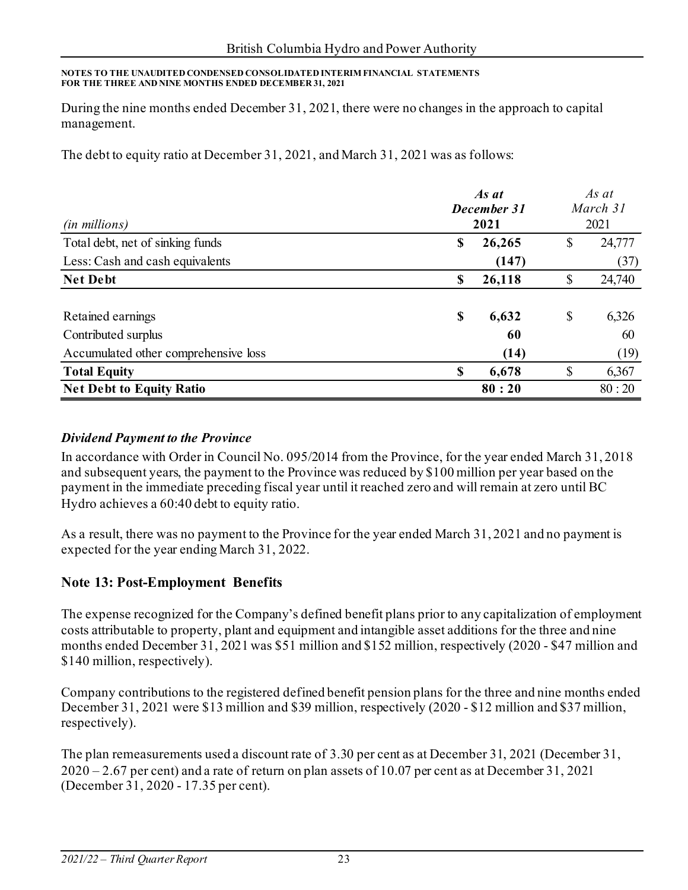During the nine months ended December 31, 2021, there were no changes in the approach to capital management.

The debt to equity ratio at December 31, 2021, and March 31, 2021 was as follows:

| *(in millions)* | ***As at December 31 2021*** | *As at March 31 2021* |
|---|---|---|
| Total debt, net of sinking funds | **$ 26,265** | $ 24,777 |
| Less: Cash and cash equivalents | **(147)** | (37) |
| **Net Debt** | **$ 26,118** | $ 24,740 |
| | | |
| Retained earnings | **$ 6,632** | $ 6,326 |
| Contributed surplus | **60** | 60 |
| Accumulated other comprehensive loss | **(14)** | (19) |
| **Total Equity** | **$ 6,678** | $ 6,367 |
| **Net Debt to Equity Ratio** | **80 : 20** | 80 : 20 |

***Dividend Payment to the Province***

In accordance with Order in Council No. 095/2014 from the Province, for the year ended March 31, 2018 and subsequent years, the payment to the Province was reduced by $100 million per year based on the payment in the immediate preceding fiscal year until it reached zero and will remain at zero until BC Hydro achieves a 60:40 debt to equity ratio.

As a result, there was no payment to the Province for the year ended March 31, 2021 and no payment is expected for the year ending March 31, 2022.

## Note 13: Post-Employment Benefits

The expense recognized for the Company's defined benefit plans prior to any capitalization of employment costs attributable to property, plant and equipment and intangible asset additions for the three and nine months ended December 31, 2021 was $51 million and $152 million, respectively (2020 - $47 million and $140 million, respectively).

Company contributions to the registered defined benefit pension plans for the three and nine months ended December 31, 2021 were $13 million and $39 million, respectively (2020 - $12 million and $37 million, respectively).

The plan remeasurements used a discount rate of 3.30 per cent as at December 31, 2021 (December 31, 2020 – 2.67 per cent) and a rate of return on plan assets of 10.07 per cent as at December 31, 2021 (December 31, 2020 - 17.35 per cent).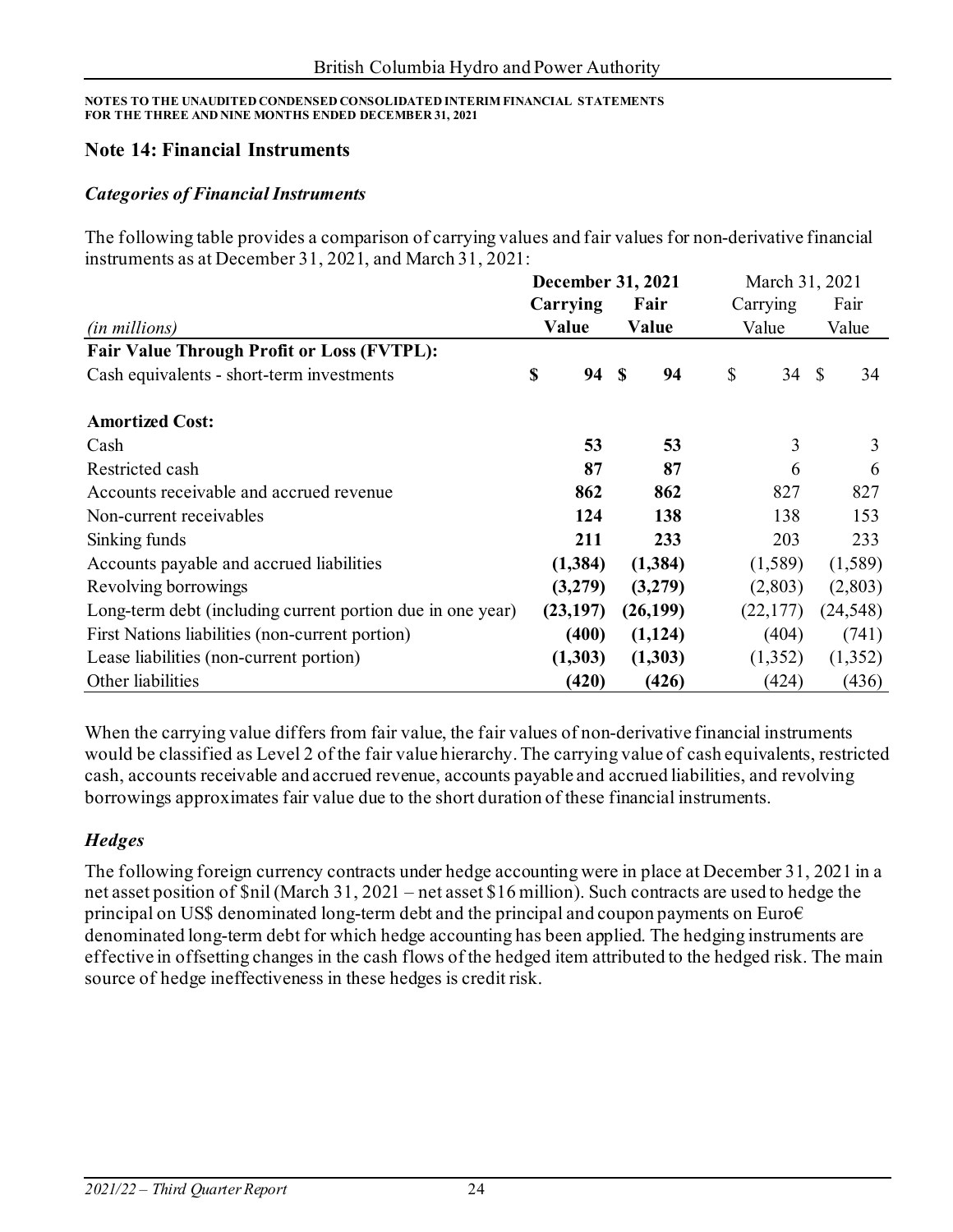## Note 14: Financial Instruments

### *Categories of Financial Instruments*

The following table provides a comparison of carrying values and fair values for non-derivative financial instruments as at December 31, 2021, and March 31, 2021:

| *(in millions)* | **December 31, 2021** | | March 31, 2021 | |
|---|---|---|---|---|
| | **Carrying Value** | **Fair Value** | Carrying Value | Fair Value |
| **Fair Value Through Profit or Loss (FVTPL):** | | | | |
| Cash equivalents - short-term investments | **$ 94** | **$ 94** | $ 34 | $ 34 |
| **Amortized Cost:** | | | | |
| Cash | **53** | **53** | 3 | 3 |
| Restricted cash | **87** | **87** | 6 | 6 |
| Accounts receivable and accrued revenue | **862** | **862** | 827 | 827 |
| Non-current receivables | **124** | **138** | 138 | 153 |
| Sinking funds | **211** | **233** | 203 | 233 |
| Accounts payable and accrued liabilities | **(1,384)** | **(1,384)** | (1,589) | (1,589) |
| Revolving borrowings | **(3,279)** | **(3,279)** | (2,803) | (2,803) |
| Long-term debt (including current portion due in one year) | **(23,197)** | **(26,199)** | (22,177) | (24,548) |
| First Nations liabilities (non-current portion) | **(400)** | **(1,124)** | (404) | (741) |
| Lease liabilities (non-current portion) | **(1,303)** | **(1,303)** | (1,352) | (1,352) |
| Other liabilities | **(420)** | **(426)** | (424) | (436) |

When the carrying value differs from fair value, the fair values of non-derivative financial instruments would be classified as Level 2 of the fair value hierarchy. The carrying value of cash equivalents, restricted cash, accounts receivable and accrued revenue, accounts payable and accrued liabilities, and revolving borrowings approximates fair value due to the short duration of these financial instruments.

### *Hedges*

The following foreign currency contracts under hedge accounting were in place at December 31, 2021 in a net asset position of $nil (March 31, 2021 – net asset $16 million). Such contracts are used to hedge the principal on US$ denominated long-term debt and the principal and coupon payments on Euro€ denominated long-term debt for which hedge accounting has been applied. The hedging instruments are effective in offsetting changes in the cash flows of the hedged item attributed to the hedged risk. The main source of hedge ineffectiveness in these hedges is credit risk.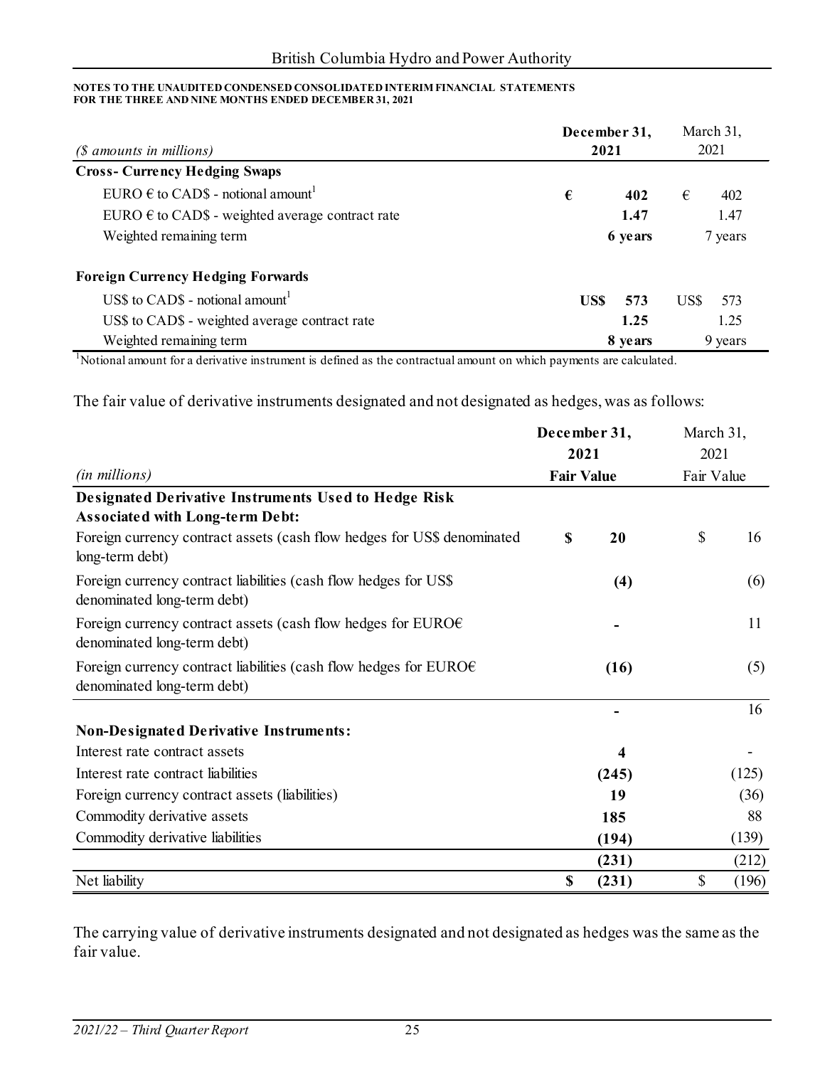**NOTES TO THE UNAUDITED CONDENSED CONSOLIDATED INTERIM FINANCIAL STATEMENTS**
**FOR THE THREE AND NINE MONTHS ENDED DECEMBER 31, 2021**

| *($ amounts in millions)* | **December 31, 2021** | | March 31, 2021 | |
|---|---|---|---|---|
| **Cross- Currency Hedging Swaps** | | | | |
| EURO € to CAD$ - notional amount[1] | **€** | **402** | € | 402 |
| EURO € to CAD$ - weighted average contract rate | | **1.47** | | 1.47 |
| Weighted remaining term | | **6 years** | | 7 years |
| **Foreign Currency Hedging Forwards** | | | | |
| US$ to CAD$ - notional amount[1] | **US$** | **573** | US$ | 573 |
| US$ to CAD$ - weighted average contract rate | | **1.25** | | 1.25 |
| Weighted remaining term | | **8 years** | | 9 years |

[1]Notional amount for a derivative instrument is defined as the contractual amount on which payments are calculated.

The fair value of derivative instruments designated and not designated as hedges, was as follows:

| *(in millions)* | **December 31, 2021 Fair Value** | | March 31, 2021 Fair Value | |
|---|---|---|---|---|
| **Designated Derivative Instruments Used to Hedge Risk Associated with Long-term Debt:** | | | | |
| Foreign currency contract assets (cash flow hedges for US$ denominated long-term debt) | **$** | **20** | $ | 16 |
| Foreign currency contract liabilities (cash flow hedges for US$ denominated long-term debt) | | **(4)** | | (6) |
| Foreign currency contract assets (cash flow hedges for EURO€ denominated long-term debt) | | **-** | | 11 |
| Foreign currency contract liabilities (cash flow hedges for EURO€ denominated long-term debt) | | **(16)** | | (5) |
| | | **-** | | 16 |
| **Non-Designated Derivative Instruments:** | | | | |
| Interest rate contract assets | | **4** | | - |
| Interest rate contract liabilities | | **(245)** | | (125) |
| Foreign currency contract assets (liabilities) | | **19** | | (36) |
| Commodity derivative assets | | **185** | | 88 |
| Commodity derivative liabilities | | **(194)** | | (139) |
| | | **(231)** | | (212) |
| Net liability | **$** | **(231)** | $ | (196) |

The carrying value of derivative instruments designated and not designated as hedges was the same as the fair value.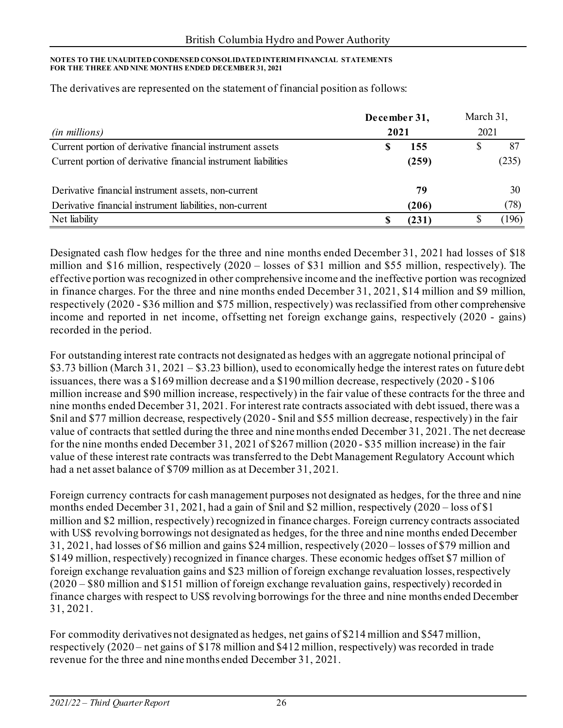The derivatives are represented on the statement of financial position as follows:

| *(in millions)* | **December 31, 2021** | March 31, 2021 |
|---|---|---|
| Current portion of derivative financial instrument assets | **$ 155** | $ 87 |
| Current portion of derivative financial instrument liabilities | **(259)** | (235) |
| | | |
| Derivative financial instrument assets, non-current | **79** | 30 |
| Derivative financial instrument liabilities, non-current | **(206)** | (78) |
| Net liability | **$ (231)** | $ (196) |

Designated cash flow hedges for the three and nine months ended December 31, 2021 had losses of $18 million and $16 million, respectively (2020 – losses of $31 million and $55 million, respectively). The effective portion was recognized in other comprehensive income and the ineffective portion was recognized in finance charges. For the three and nine months ended December 31, 2021, $14 million and $9 million, respectively (2020 - $36 million and $75 million, respectively) was reclassified from other comprehensive income and reported in net income, offsetting net foreign exchange gains, respectively (2020 - gains) recorded in the period.

For outstanding interest rate contracts not designated as hedges with an aggregate notional principal of $3.73 billion (March 31, 2021 – $3.23 billion), used to economically hedge the interest rates on future debt issuances, there was a $169 million decrease and a $190 million decrease, respectively (2020 - $106 million increase and $90 million increase, respectively) in the fair value of these contracts for the three and nine months ended December 31, 2021. For interest rate contracts associated with debt issued, there was a $nil and $77 million decrease, respectively (2020 - $nil and $55 million decrease, respectively) in the fair value of contracts that settled during the three and nine months ended December 31, 2021. The net decrease for the nine months ended December 31, 2021 of $267 million (2020 - $35 million increase) in the fair value of these interest rate contracts was transferred to the Debt Management Regulatory Account which had a net asset balance of $709 million as at December 31, 2021.

Foreign currency contracts for cash management purposes not designated as hedges, for the three and nine months ended December 31, 2021, had a gain of $nil and $2 million, respectively (2020 – loss of $1 million and $2 million, respectively) recognized in finance charges. Foreign currency contracts associated with US$ revolving borrowings not designated as hedges, for the three and nine months ended December 31, 2021, had losses of $6 million and gains $24 million, respectively (2020 – losses of $79 million and $149 million, respectively) recognized in finance charges. These economic hedges offset $7 million of foreign exchange revaluation gains and $23 million of foreign exchange revaluation losses, respectively (2020 – $80 million and $151 million of foreign exchange revaluation gains, respectively) recorded in finance charges with respect to US$ revolving borrowings for the three and nine months ended December 31, 2021.

For commodity derivatives not designated as hedges, net gains of $214 million and $547 million, respectively (2020 – net gains of $178 million and $412 million, respectively) was recorded in trade revenue for the three and nine months ended December 31, 2021.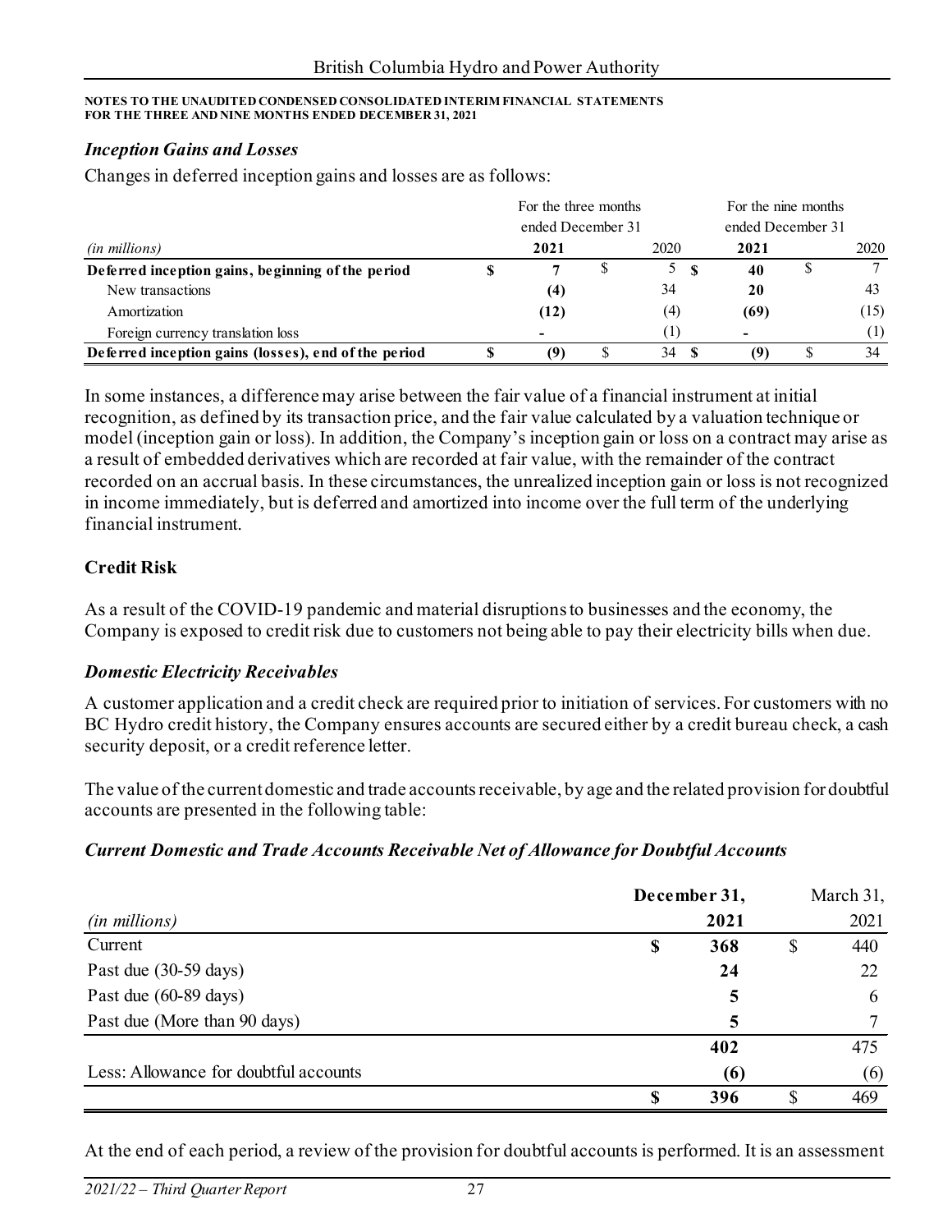NOTES TO THE UNAUDITED CONDENSED CONSOLIDATED INTERIM FINANCIAL STATEMENTS
FOR THE THREE AND NINE MONTHS ENDED DECEMBER 31, 2021

### *Inception Gains and Losses*

Changes in deferred inception gains and losses are as follows:

| | For the three months ended December 31 | | For the nine months ended December 31 | |
|---|---|---|---|---|
| *(in millions)* | **2021** | 2020 | **2021** | 2020 |
| **Deferred inception gains, beginning of the period** | **$ 7** | $ 5 | **$ 40** | $ 7 |
| New transactions | **(4)** | 34 | **20** | 43 |
| Amortization | **(12)** | (4) | **(69)** | (15) |
| Foreign currency translation loss | **-** | (1) | **-** | (1) |
| **Deferred inception gains (losses), end of the period** | **$ (9)** | $ 34 | **$ (9)** | $ 34 |

In some instances, a difference may arise between the fair value of a financial instrument at initial recognition, as defined by its transaction price, and the fair value calculated by a valuation technique or model (inception gain or loss). In addition, the Company's inception gain or loss on a contract may arise as a result of embedded derivatives which are recorded at fair value, with the remainder of the contract recorded on an accrual basis. In these circumstances, the unrealized inception gain or loss is not recognized in income immediately, but is deferred and amortized into income over the full term of the underlying financial instrument.

## Credit Risk

As a result of the COVID-19 pandemic and material disruptions to businesses and the economy, the Company is exposed to credit risk due to customers not being able to pay their electricity bills when due.

### *Domestic Electricity Receivables*

A customer application and a credit check are required prior to initiation of services. For customers with no BC Hydro credit history, the Company ensures accounts are secured either by a credit bureau check, a cash security deposit, or a credit reference letter.

The value of the current domestic and trade accounts receivable, by age and the related provision for doubtful accounts are presented in the following table:

### *Current Domestic and Trade Accounts Receivable Net of Allowance for Doubtful Accounts*

| *(in millions)* | **December 31, 2021** | March 31, 2021 |
|---|---|---|
| Current | **$ 368** | $ 440 |
| Past due (30-59 days) | **24** | 22 |
| Past due (60-89 days) | **5** | 6 |
| Past due (More than 90 days) | **5** | 7 |
| | **402** | 475 |
| Less: Allowance for doubtful accounts | **(6)** | (6) |
| | **$ 396** | $ 469 |

At the end of each period, a review of the provision for doubtful accounts is performed. It is an assessment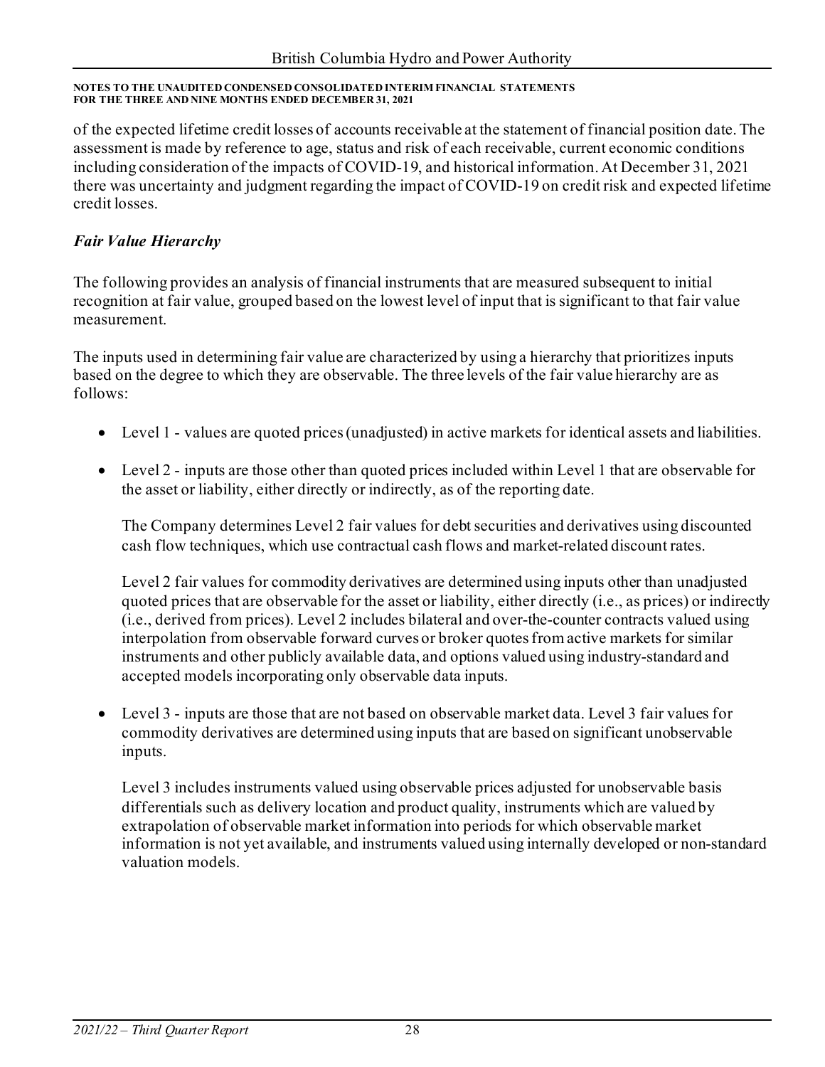of the expected lifetime credit losses of accounts receivable at the statement of financial position date. The assessment is made by reference to age, status and risk of each receivable, current economic conditions including consideration of the impacts of COVID-19, and historical information. At December 31, 2021 there was uncertainty and judgment regarding the impact of COVID-19 on credit risk and expected lifetime credit losses.

### *Fair Value Hierarchy*

The following provides an analysis of financial instruments that are measured subsequent to initial recognition at fair value, grouped based on the lowest level of input that is significant to that fair value measurement.

The inputs used in determining fair value are characterized by using a hierarchy that prioritizes inputs based on the degree to which they are observable. The three levels of the fair value hierarchy are as follows:

- Level 1 - values are quoted prices (unadjusted) in active markets for identical assets and liabilities.
- Level 2 - inputs are those other than quoted prices included within Level 1 that are observable for the asset or liability, either directly or indirectly, as of the reporting date.

  The Company determines Level 2 fair values for debt securities and derivatives using discounted cash flow techniques, which use contractual cash flows and market-related discount rates.

  Level 2 fair values for commodity derivatives are determined using inputs other than unadjusted quoted prices that are observable for the asset or liability, either directly (i.e., as prices) or indirectly (i.e., derived from prices). Level 2 includes bilateral and over-the-counter contracts valued using interpolation from observable forward curves or broker quotes from active markets for similar instruments and other publicly available data, and options valued using industry-standard and accepted models incorporating only observable data inputs.
- Level 3 - inputs are those that are not based on observable market data. Level 3 fair values for commodity derivatives are determined using inputs that are based on significant unobservable inputs.

  Level 3 includes instruments valued using observable prices adjusted for unobservable basis differentials such as delivery location and product quality, instruments which are valued by extrapolation of observable market information into periods for which observable market information is not yet available, and instruments valued using internally developed or non-standard valuation models.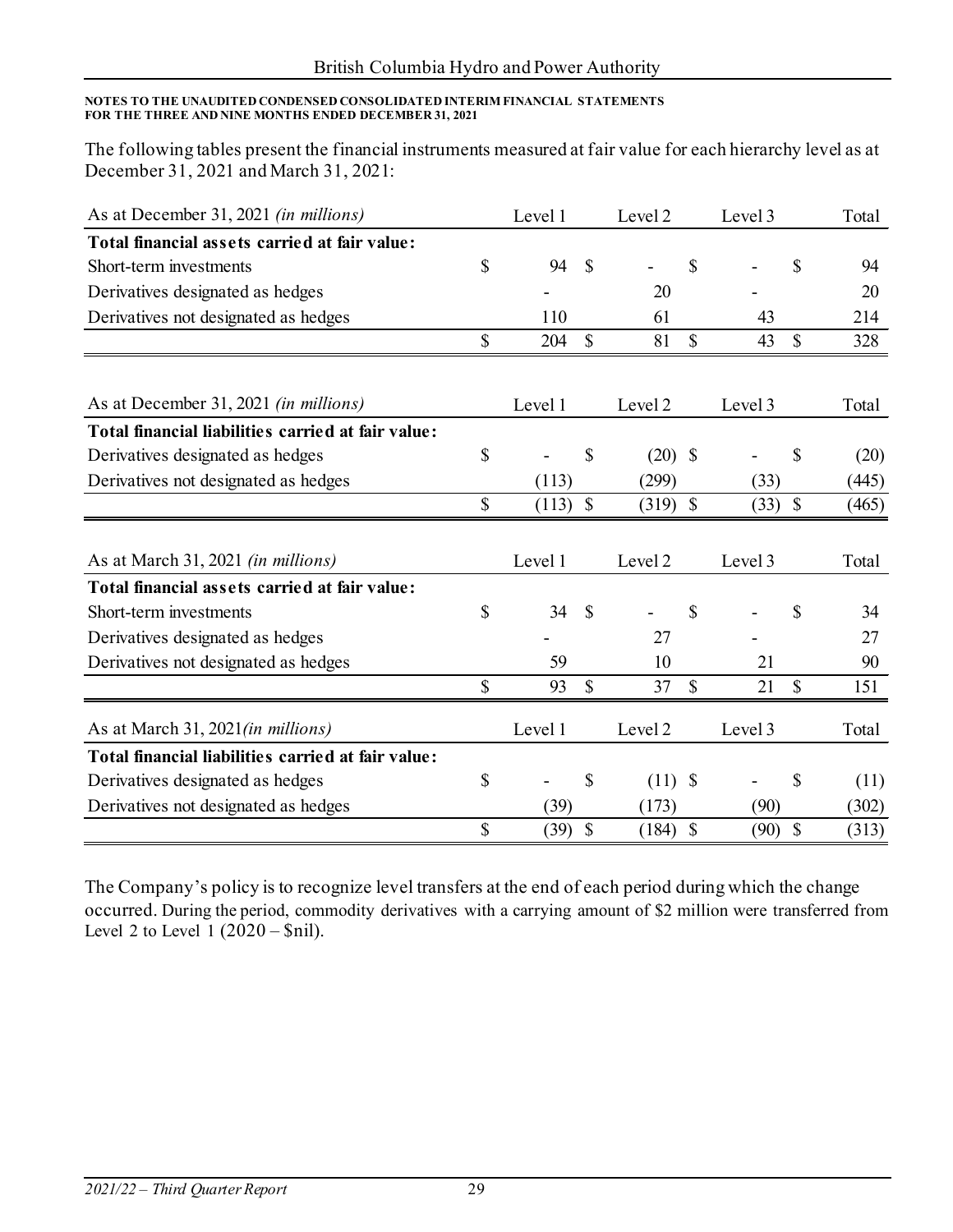The following tables present the financial instruments measured at fair value for each hierarchy level as at December 31, 2021 and March 31, 2021:

| As at December 31, 2021 *(in millions)* | Level 1 | Level 2 | Level 3 | Total |
|---|---|---|---|---|
| **Total financial assets carried at fair value:** | | | | |
| Short-term investments | $ 94 | $ - | $ - | $ 94 |
| Derivatives designated as hedges | - | 20 | - | 20 |
| Derivatives not designated as hedges | 110 | 61 | 43 | 214 |
| | $ 204 | $ 81 | $ 43 | $ 328 |

| As at December 31, 2021 *(in millions)* | Level 1 | Level 2 | Level 3 | Total |
|---|---|---|---|---|
| **Total financial liabilities carried at fair value:** | | | | |
| Derivatives designated as hedges | $ - | $ (20) | $ - | $ (20) |
| Derivatives not designated as hedges | (113) | (299) | (33) | (445) |
| | $ (113) | $ (319) | $ (33) | $ (465) |

| As at March 31, 2021 *(in millions)* | Level 1 | Level 2 | Level 3 | Total |
|---|---|---|---|---|
| **Total financial assets carried at fair value:** | | | | |
| Short-term investments | $ 34 | $ - | $ - | $ 34 |
| Derivatives designated as hedges | - | 27 | - | 27 |
| Derivatives not designated as hedges | 59 | 10 | 21 | 90 |
| | $ 93 | $ 37 | $ 21 | $ 151 |

| As at March 31, 2021 *(in millions)* | Level 1 | Level 2 | Level 3 | Total |
|---|---|---|---|---|
| **Total financial liabilities carried at fair value:** | | | | |
| Derivatives designated as hedges | $ - | $ (11) | $ - | $ (11) |
| Derivatives not designated as hedges | (39) | (173) | (90) | (302) |
| | $ (39) | $ (184) | $ (90) | $ (313) |

The Company's policy is to recognize level transfers at the end of each period during which the change occurred. During the period, commodity derivatives with a carrying amount of $2 million were transferred from Level 2 to Level 1 (2020 – $nil).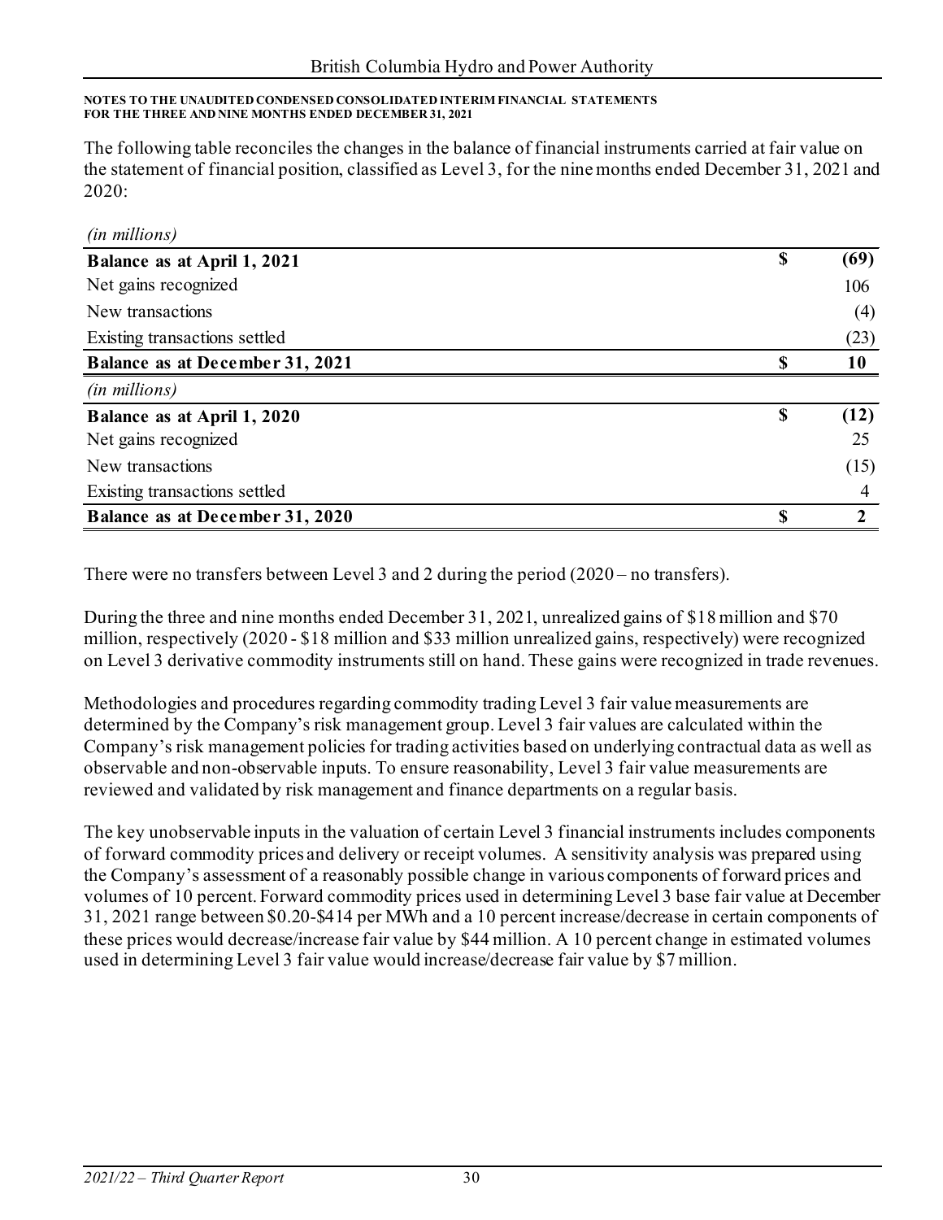**NOTES TO THE UNAUDITED CONDENSED CONSOLIDATED INTERIM FINANCIAL STATEMENTS**
**FOR THE THREE AND NINE MONTHS ENDED DECEMBER 31, 2021**

The following table reconciles the changes in the balance of financial instruments carried at fair value on the statement of financial position, classified as Level 3, for the nine months ended December 31, 2021 and 2020:

| *(in millions)* | | |
|---|---|---|
| **Balance as at April 1, 2021** | **$** | **(69)** |
| Net gains recognized | | 106 |
| New transactions | | (4) |
| Existing transactions settled | | (23) |
| **Balance as at December 31, 2021** | **$** | **10** |
| *(in millions)* | | |
| **Balance as at April 1, 2020** | **$** | **(12)** |
| Net gains recognized | | 25 |
| New transactions | | (15) |
| Existing transactions settled | | 4 |
| **Balance as at December 31, 2020** | **$** | **2** |

There were no transfers between Level 3 and 2 during the period (2020 – no transfers).

During the three and nine months ended December 31, 2021, unrealized gains of $18 million and $70 million, respectively (2020 - $18 million and $33 million unrealized gains, respectively) were recognized on Level 3 derivative commodity instruments still on hand. These gains were recognized in trade revenues.

Methodologies and procedures regarding commodity trading Level 3 fair value measurements are determined by the Company's risk management group. Level 3 fair values are calculated within the Company's risk management policies for trading activities based on underlying contractual data as well as observable and non-observable inputs. To ensure reasonability, Level 3 fair value measurements are reviewed and validated by risk management and finance departments on a regular basis.

The key unobservable inputs in the valuation of certain Level 3 financial instruments includes components of forward commodity prices and delivery or receipt volumes. A sensitivity analysis was prepared using the Company's assessment of a reasonably possible change in various components of forward prices and volumes of 10 percent. Forward commodity prices used in determining Level 3 base fair value at December 31, 2021 range between $0.20-$414 per MWh and a 10 percent increase/decrease in certain components of these prices would decrease/increase fair value by $44 million. A 10 percent change in estimated volumes used in determining Level 3 fair value would increase/decrease fair value by $7 million.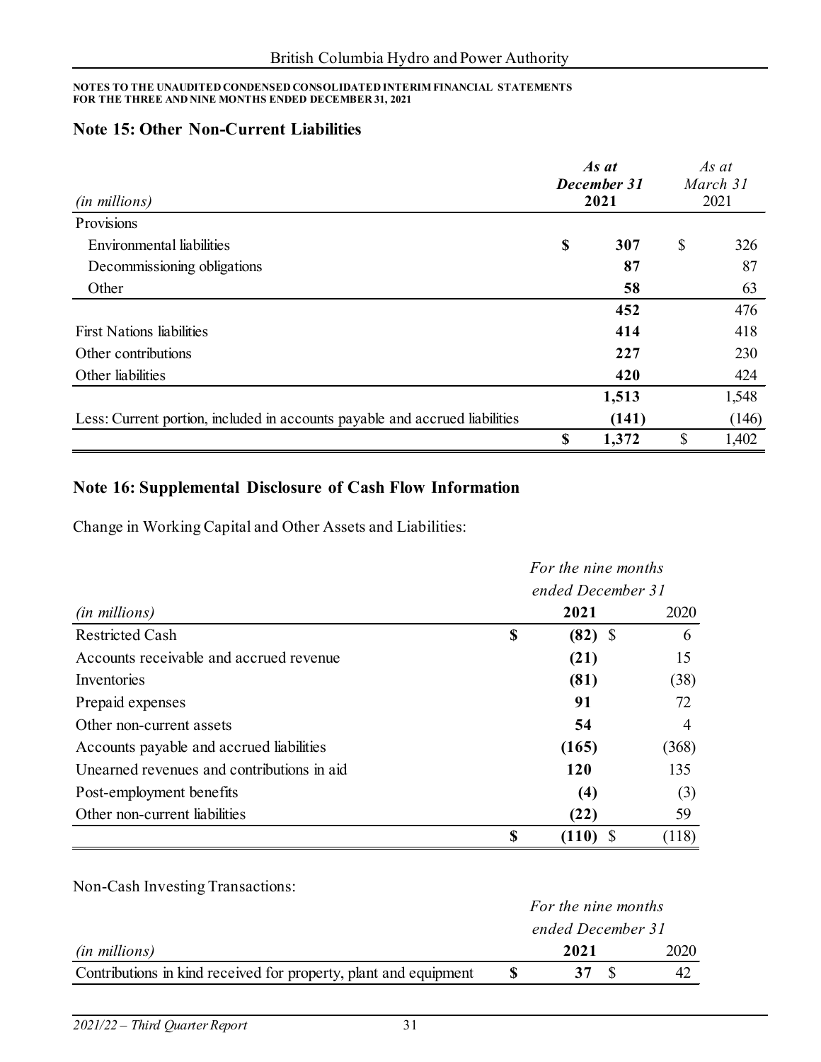**NOTES TO THE UNAUDITED CONDENSED CONSOLIDATED INTERIM FINANCIAL STATEMENTS FOR THE THREE AND NINE MONTHS ENDED DECEMBER 31, 2021**

## Note 15: Other Non-Current Liabilities

| *(in millions)* | ***As at December 31 2021*** | *As at March 31 2021* |
|---|---|---|
| Provisions | | |
| Environmental liabilities | **$ 307** | $ 326 |
| Decommissioning obligations | **87** | 87 |
| Other | **58** | 63 |
| | **452** | 476 |
| First Nations liabilities | **414** | 418 |
| Other contributions | **227** | 230 |
| Other liabilities | **420** | 424 |
| | **1,513** | 1,548 |
| Less: Current portion, included in accounts payable and accrued liabilities | **(141)** | (146) |
| | **$ 1,372** | $ 1,402 |

## Note 16: Supplemental Disclosure of Cash Flow Information

Change in Working Capital and Other Assets and Liabilities:

| *(in millions)* | *For the nine months ended December 31* **2021** | 2020 |
|---|---|---|
| Restricted Cash | **$ (82)** | $ 6 |
| Accounts receivable and accrued revenue | **(21)** | 15 |
| Inventories | **(81)** | (38) |
| Prepaid expenses | **91** | 72 |
| Other non-current assets | **54** | 4 |
| Accounts payable and accrued liabilities | **(165)** | (368) |
| Unearned revenues and contributions in aid | **120** | 135 |
| Post-employment benefits | **(4)** | (3) |
| Other non-current liabilities | **(22)** | 59 |
| | **$ (110)** | $ (118) |

Non-Cash Investing Transactions:

| *(in millions)* | *For the nine months ended December 31* **2021** | 2020 |
|---|---|---|
| Contributions in kind received for property, plant and equipment | **$ 37** | $ 42 |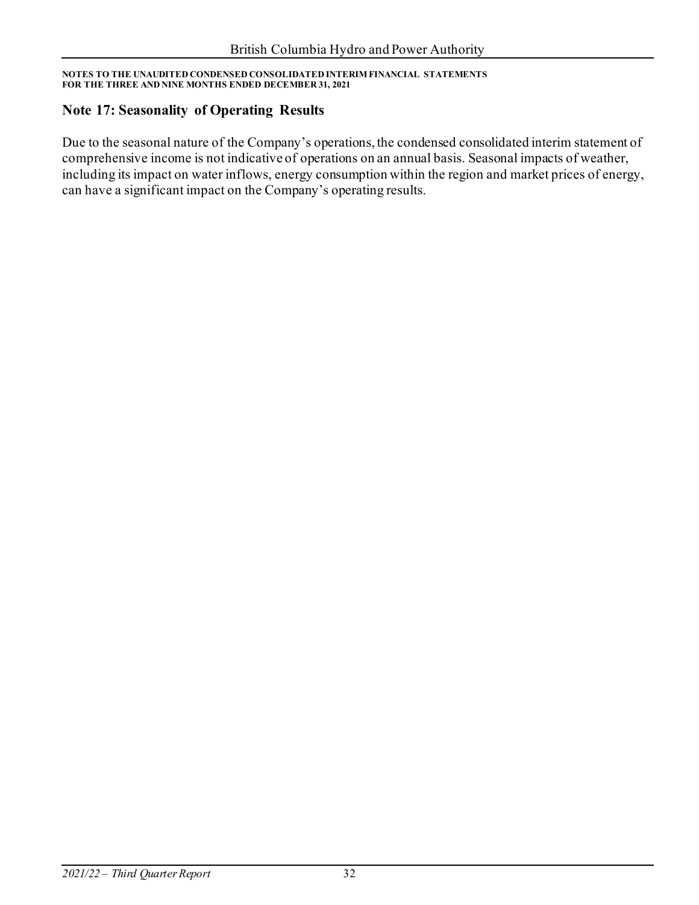## Note 17: Seasonality of Operating Results

Due to the seasonal nature of the Company's operations, the condensed consolidated interim statement of comprehensive income is not indicative of operations on an annual basis. Seasonal impacts of weather, including its impact on water inflows, energy consumption within the region and market prices of energy, can have a significant impact on the Company's operating results.